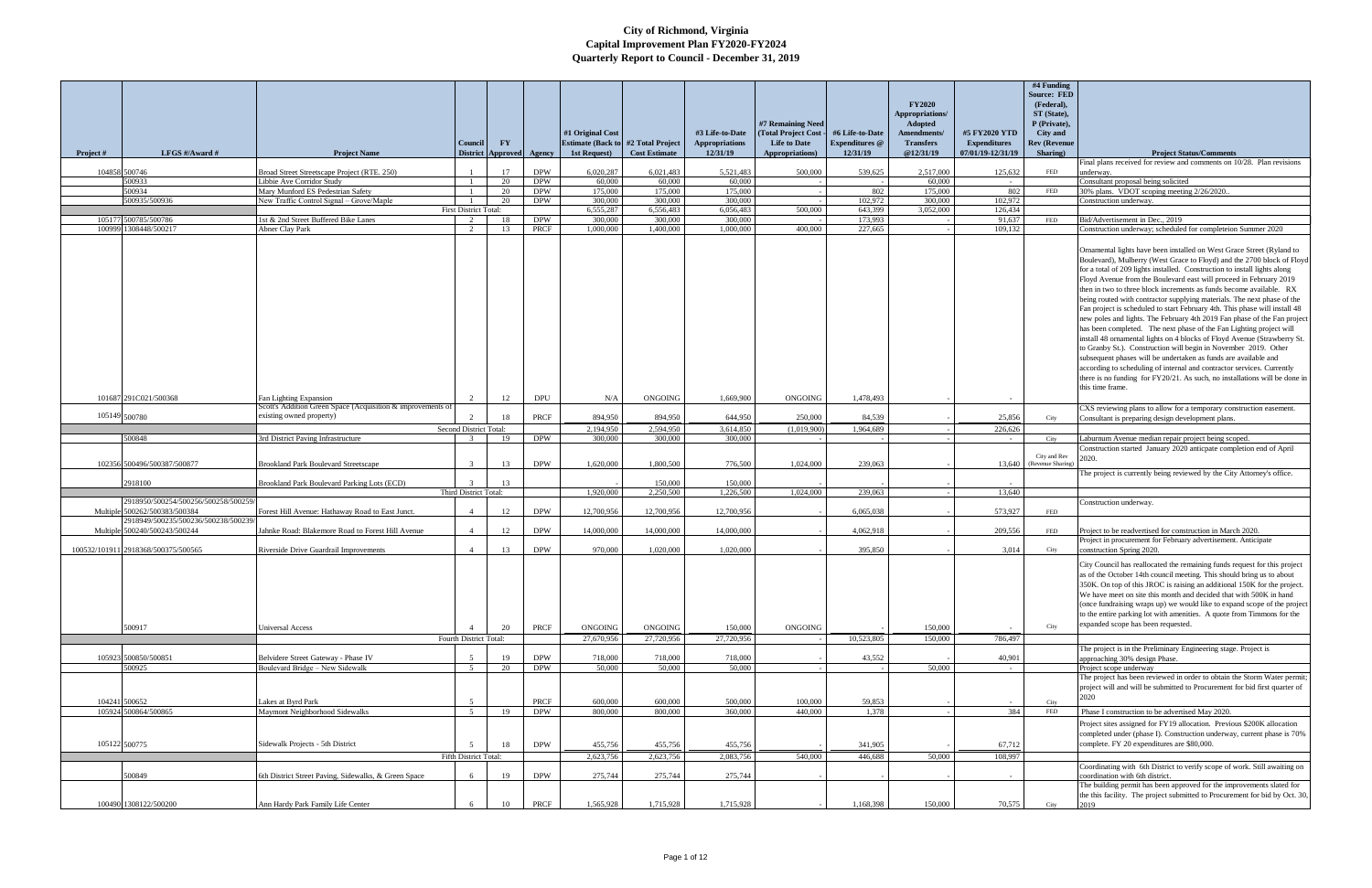# City of Richmond, Virginia
## Capital Improvement Plan FY2020-FY2024
### Quarterly Report to Council - December 31, 2019

| Project # | LFGS #/Award # | Project Name | Council District | FY Approved | Agency | #1 Original Cost Estimate (Back to 1st Request) | #2 Total Project Cost Estimate | #3 Life-to-Date Appropriations 12/31/19 | #7 Remaining Need (Total Project Cost - Life to Date Appropriations) | #6 Life-to-Date Expenditures @ 12/31/19 | FY2020 Appropriations/ Adopted Amendments/ Transfers @12/31/19 | #5 FY2020 YTD Expenditures 07/01/19-12/31/19 | #4 Funding Source: FED (Federal), ST (State), P (Private), City and Rev (Revenue Sharing) | Project Status/Comments |
|---|---|---|---|---|---|---|---|---|---|---|---|---|---|---|
| 104858 | 500746 | Broad Street Streetscape Project (RTE. 250) | 1 | 17 | DPW | 6,020,287 | 6,021,483 | 5,521,483 | 500,000 | 539,625 | 2,517,000 | 125,632 | FED | Final plans received for review and comments on 10/28. Plan revisions underway. |
| | 500933 | Libbie Ave Corridor Study | 1 | 20 | DPW | 60,000 | 60,000 | 60,000 | - | - | 60,000 | - | | Consultant proposal being solicited |
| | 500934 | Mary Munford ES Pedestrian Safety | 1 | 20 | DPW | 175,000 | 175,000 | 175,000 | - | 802 | 175,000 | 802 | FED | 30% plans. VDOT scoping meeting 2/26/2020.. |
| | 500935/500936 | New Traffic Control Signal – Grove/Maple | 1 | 20 | DPW | 300,000 | 300,000 | 300,000 | - | 102,972 | 300,000 | 102,972 | | Construction underway. |
| | | First District Total: | | | | 6,555,287 | 6,556,483 | 6,056,483 | 500,000 | 643,399 | 3,052,000 | 126,434 | | |
| 105177 | 500785/500786 | 1st & 2nd Street Buffered Bike Lanes | 2 | 18 | DPW | 300,000 | 300,000 | 300,000 | - | 173,993 | - | 91,637 | FED | Bid/Advertisement in Dec., 2019 |
| 100999 | 1308448/500217 | Abner Clay Park | 2 | 13 | PRCF | 1,000,000 | 1,400,000 | 1,000,000 | 400,000 | 227,665 | - | 109,132 | | Construction underway; scheduled for completeion Summer 2020 |
| 101687 | 291C021/500368 | Fan Lighting Expansion | 2 | 12 | DPU | N/A | ONGOING | 1,669,900 | ONGOING | 1,478,493 | - | - | | Ornamental lights have been installed on West Grace Street (Ryland to Boulevard), Mulberry (West Grace to Floyd) and the 2700 block of Floyd for a total of 209 lights installed. Construction to install lights along Floyd Avenue from the Boulevard east will proceed in February 2019 then in two to three block increments as funds become available. RX being routed with contractor supplying materials. The next phase of the Fan project is scheduled to start February 4th. This phase will install 48 new poles and lights. The February 4th 2019 Fan phase of the Fan project has been completed. The next phase of the Fan Lighting project will install 48 ornamental lights on 4 blocks of Floyd Avenue (Strawberry St. to Granby St.). Construction will begin in November 2019. Other subsequent phases will be undertaken as funds are available and according to scheduling of internal and contractor services. Currently there is no funding for FY20/21. As such, no installations will be done in this time frame. |
| 105149 | 500780 | Scott's Addition Green Space (Acquisition & improvements of existing owned property) | 2 | 18 | PRCF | 894,950 | 894,950 | 644,950 | 250,000 | 84,539 | - | 25,856 | City | CXS reviewing plans to allow for a temporary construction easement. Consultant is preparing design development plans. |
| | | Second District Total: | | | | 2,194,950 | 2,594,950 | 3,614,850 | (1,019,900) | 1,964,689 | - | 226,626 | | |
| | 500848 | 3rd District Paving Infrastructure | 3 | 19 | DPW | 300,000 | 300,000 | 300,000 | - | - | - | - | City | Laburnum Avenue median repair project being scoped. |
| 102356 | 500496/500387/500877 | Brookland Park Boulevard Streetscape | 3 | 13 | DPW | 1,620,000 | 1,800,500 | 776,500 | 1,024,000 | 239,063 | - | 13,640 | City and Rev (Revenue Sharing) | Construction started January 2020 anticpate completion end of April 2020. |
| | 2918100 | Brookland Park Boulevard Parking Lots (ECD) | 3 | 13 | | - | 150,000 | 150,000 | - | - | - | - | | The project is currently being reviewed by the City Attorney's office. |
| | | Third District Total: | | | | 1,920,000 | 2,250,500 | 1,226,500 | 1,024,000 | 239,063 | - | 13,640 | | |
| Multiple | 2918950/500254/500256/500258/500259/500262/500383/500384 | Forest Hill Avenue: Hathaway Road to East Junct. | 4 | 12 | DPW | 12,700,956 | 12,700,956 | 12,700,956 | - | 6,065,038 | - | 573,927 | FED | Construction underway. |
| Multiple | 2918949/500235/500236/500238/500239/500240/500243/500244 | Jahnke Road: Blakemore Road to Forest Hill Avenue | 4 | 12 | DPW | 14,000,000 | 14,000,000 | 14,000,000 | - | 4,062,918 | - | 209,556 | FED | Project to be readvertised for construction in March 2020. |
| 100532/101911 | 2918368/500375/500565 | Riverside Drive Guardrail Improvements | 4 | 13 | DPW | 970,000 | 1,020,000 | 1,020,000 | - | 395,850 | - | 3,014 | City | Project in procurement for February advertisement. Anticipate construction Spring 2020. |
| | 500917 | Universal Access | 4 | 20 | PRCF | ONGOING | ONGOING | 150,000 | ONGOING | - | 150,000 | - | City | City Council has reallocated the remaining funds request for this project as of the October 14th council meeting. This should bring us to about 350K. On top of this JROC is raising an additional 150K for the project. We have meet on site this month and decided that with 500K in hand (once fundraising wraps up) we would like to expand scope of the project to the entire parking lot with amenities. A quote from Timmons for the expanded scope has been requested. |
| | | Fourth District Total: | | | | 27,670,956 | 27,720,956 | 27,720,956 | - | 10,523,805 | 150,000 | 786,497 | | |
| 105923 | 500850/500851 | Belvidere Street Gateway - Phase IV | 5 | 19 | DPW | 718,000 | 718,000 | 718,000 | - | 43,552 | - | 40,901 | | The project is in the Preliminary Engineering stage. Project is approaching 30% design Phase. |
| | 500925 | Boulevard Bridge – New Sidewalk | 5 | 20 | DPW | 50,000 | 50,000 | 50,000 | - | - | 50,000 | - | | Project scope underway |
| 104241 | 500652 | Lakes at Byrd Park | 5 | | PRCF | 600,000 | 600,000 | 500,000 | 100,000 | 59,853 | - | - | City | The project has been reviewed in order to obtain the Storm Water permit; project will and will be submitted to Procurement for bid first quarter of 2020 |
| 105924 | 500864/500865 | Maymont Neighborhood Sidewalks | 5 | 19 | DPW | 800,000 | 800,000 | 360,000 | 440,000 | 1,378 | - | 384 | FED | Phase I construction to be advertised May 2020. |
| 105122 | 500775 | Sidewalk Projects - 5th District | 5 | 18 | DPW | 455,756 | 455,756 | 455,756 | - | 341,905 | - | 67,712 | | Project sites assigned for FY19 allocation. Previous $200K allocation completed under (phase I). Construction underway, current phase is 70% complete. FY 20 expenditures are $80,000. |
| | | Fifth District Total: | | | | 2,623,756 | 2,623,756 | 2,083,756 | 540,000 | 446,688 | 50,000 | 108,997 | | |
| | 500849 | 6th District Street Paving, Sidewalks, & Green Space | 6 | 19 | DPW | 275,744 | 275,744 | 275,744 | | - | - | - | | Coordinating with 6th District to verify scope of work. Still awaiting on coordination with 6th district. |
| 100490 | 1308122/500200 | Ann Hardy Park Family Life Center | 6 | 10 | PRCF | 1,565,928 | 1,715,928 | 1,715,928 | - | 1,168,398 | 150,000 | 70,575 | City | The building permit has been approved for the improvements slated for the this facility. The project submitted to Procurement for bid by Oct. 30, 2019 |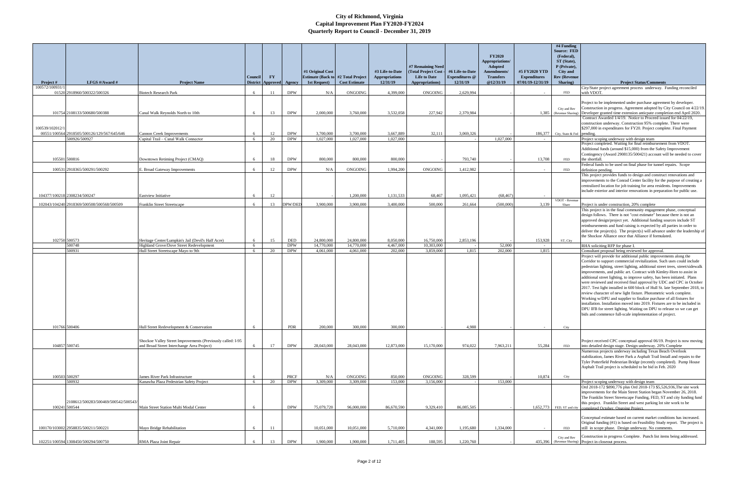# City of Richmond, Virginia
## Capital Improvement Plan FY2020-FY2024
### Quarterly Report to Council - December 31, 2019

| Project # | LFGS #/Award # | Project Name | Council District | FY Approved | Agency | #1 Original Cost Estimate (Back to 1st Request) | #2 Total Project Cost Estimate | #3 Life-to-Date Appropriations 12/31/19 | #7 Remaining Need (Total Project Cost - Life to Date Appropriations) | #6 Life-to-Date Expenditures @ 12/31/19 | FY2020 Appropriations/ Adopted Amendments/ Transfers @12/31/19 | #5 FY2020 YTD Expenditures 07/01/19-12/31/19 | #4 Funding Source: FED (Federal), ST (State), P (Private), City and Rev (Revenue Sharing) | Project Status/Comments |
|---|---|---|---|---|---|---|---|---|---|---|---|---|---|---|
| 100572/100931/1 01520 | 2918960/500322/500326 | Biotech Research Park | 6 | 11 | DPW | N/A | ONGOING | 4,399,000 | ONGOING | 2,629,994 | | - | FED | City/State project agreement process underway. Funding reconciled with VDOT. |
| 101754 | 2108133/500680/500388 | Canal Walk Reynolds North to 10th | 6 | 13 | DPW | 2,000,000 | 3,760,000 | 3,532,058 | 227,942 | 2,379,984 | - | 1,385 | City and Rev (Revenue Sharing) | Project to be implemented under purchase agreement by developer. Construction in progress. Agreement adopted by City Council on 4/22/19. Developer granted time extension anticpate completion end April 2020. |
| 100539/102012/1 00551/100564 | 2918505/500126/129/567/645/646 | Cannon Creek Improvements | 6 | 12 | DPW | 3,700,000 | 3,700,000 | 3,667,889 | 32,111 | 3,069,326 | - | 186,377 | City, State & Fed | Contract Awarded 1/4/19. Notice to Proceed issued for 04/22/19, construction underway. Construction 95% complete. There were $297,000 in expenditures for FY20. Project complete. Final Payment pending. |
| | 500926/500927 | Capital Trail – Canal Walk Connector | 6 | 20 | DPW | 1,027,000 | 1,027,000 | 1,027,000 | | - | 1,027,000 | - | | Project scoping underway with design team |
| 105501 | 500816 | Downtown Retiming Project (CMAQ) | 6 | 18 | DPW | 800,000 | 800,000 | 800,000 | - | 793,740 | - | 13,708 | FED | Project completed. Waiting for final reimbursement from VDOT. Additional funds (around $15,000) from the Safety Improvement Contingency (Award 2908135/500421) account will be needed to cover the shortfall. |
| 100531 | 2918365/500291/500292 | E. Broad Gateway Improvements | 6 | 12 | DPW | N/A | ONGOING | 1,994,200 | ONGOING | 1,412,982 | - | - | FED | Federal funds to be used on final phase for tunnel repairs. Scope definition pending. |
| 104377/100218 | 2308234/500247 | Eastview Initiative | 6 | 12 | | - | 1,200,000 | 1,131,533 | 68,467 | 1,095,421 | (68,467) | - | | This project provides funds to design and construct renovations and improvements to the Conrad Center facility for the purpose of creating a centralized location for job training for area residents. Improvements include exterior and interior renovations in preparation for public use. |
| 102043/104240 | 2918369/500508/500568/500509 | Franklin Street Streetscape | 6 | 13 | DPW/DED | 3,900,000 | 3,900,000 | 3,400,000 | 500,000 | 261,664 | (500,000) | 3,139 | VDOT - Revenue Share | Project is under construction, 20% complete |
| 102750 | 500573 | Heritage Center/Lumpkin's Jail (Devil's Half Acre) | 6 | 15 | DED | 24,800,000 | 24,800,000 | 8,050,000 | 16,750,000 | 2,853,196 | - | 153,928 | ST, City | This project is in the final community engagement phase, conceptual design follows. There is not "cost estimate" because there is not an approved design/project yet. Additional funding sources include ST reimbursements and fund raising is expected by all parties in order to deliver the project(s). The project(s) will advance under the leadership of the Shockoe Alliance once that Alliance if formulated. |
| | 500748 | Highland Grove/Dove Street Redevelopment | 6 | | DPW | 14,770,000 | 14,770,000 | 4,467,000 | 10,303,000 | - | 52,000 | - | | RHA soliciting RFP for phase I. |
| | 500931 | Hull Street Streetscape Mayo to 9th | 6 | 20 | DPW | 4,061,000 | 4,061,000 | 202,000 | 3,859,000 | 1,815 | 202,000 | 1,815 | | Consultant proposal being reviewed for approval. |
| 101766 | 500406 | Hull Street Redevelopment & Conservation | 6 | | PDR | 200,000 | 300,000 | 300,000 | - | 4,988 | - | - | City | Project will provide for additional public improvements along the Corridor to support commercial revitalization. Such uses could include pedestrian lighting, street lighting, additional street trees, street/sidewalk improvements, and public art. Contract with Kimley-Horn to assist in additional street lighting, to improve safety, has been initiated. Plans were reviewed and received final approval by UDC and CPC in October 2017. Test light installed in 600 block of Hull St. late September 2018, to review character of new light fixture. Photometric work complete. Working w/DPU and supplier to finalize purchase of all fixtures for installation. Installation moved into 2019. Fixtures are to be included in DPU IFB for street lighting. Waiting on DPU to release so we can get bids and commence full-scale implementation of project. |
| 104857 | 500745 | Shockoe Valley Street Improvements (Previously called: I-95 and Broad Street Interchange Area Project) | 6 | 17 | DPW | 28,043,000 | 28,043,000 | 12,873,000 | 15,170,000 | 974,022 | 7,963,211 | 55,284 | FED | Project received CPC conceptual approval 06/19. Project is now moving into detailed design stage. Design underway. 20% Complete |
| 100503 | 500297 | James River Park Infrastructure | 6 | | PRCF | N/A | ONGOING | 850,000 | ONGOING | 328,599 | | 10,874 | City | Numerous projects underway including Texas Beach Overlook stabilization, James River Park a Asphalt Trail Install and repairs to the Tyler Potterfield Pedestrian Bridge (recently completed). Pump House Asphalt Trail project is scheduled to be bid in Feb. 2020 |
| | 500932 | Kanawha Plaza Pedestrian Safety Project | 6 | 20 | DPW | 3,309,000 | 3,309,000 | 153,000 | 3,156,000 | - | 153,000 | | | Project scoping underway with design team |
| 100241 | 2108612/500283/500469/500542/500543/500544 | Main Street Station Multi Modal Center | 6 | | DPW | 75,079,720 | 96,000,000 | 86,670,590 | 9,329,410 | 86,085,505 | | 1,652,773 | FED, ST and city | Ord 2018-172 $890,776 plus Ord 2018-173 $5,526,936,The site work improvements for the Main Street Station began November 26, 2018. The Franklin Street Streetscape Funding, FED, ST and city funding fund this project. Franklin Street and west parking lot site work to be completed October. Ongoing Project. |
| 100170/103002 | 2958835/500211/500221 | Mayo Bridge Rehabilitation | 6 | 11 | | 10,051,000 | 10,051,000 | 5,710,000 | 4,341,000 | 1,195,680 | 1,334,000 | - | FED | Conceptual estimate based on current market conditions has increased. Original funding (#1) is based on Feasibility Study report. The project is still in scope phase. Design underway. No comments. |
| 102251/100594 | 1308450/500294/500750 | RMA Plaza Joint Repair | 6 | 13 | DPW | 1,900,000 | 1,900,000 | 1,711,405 | 188,595 | 1,220,760 | | 435,396 | City and Rev (Revenue Sharing) | Construction in progress Complete. Punch list items being addressed. Project in closeout process. |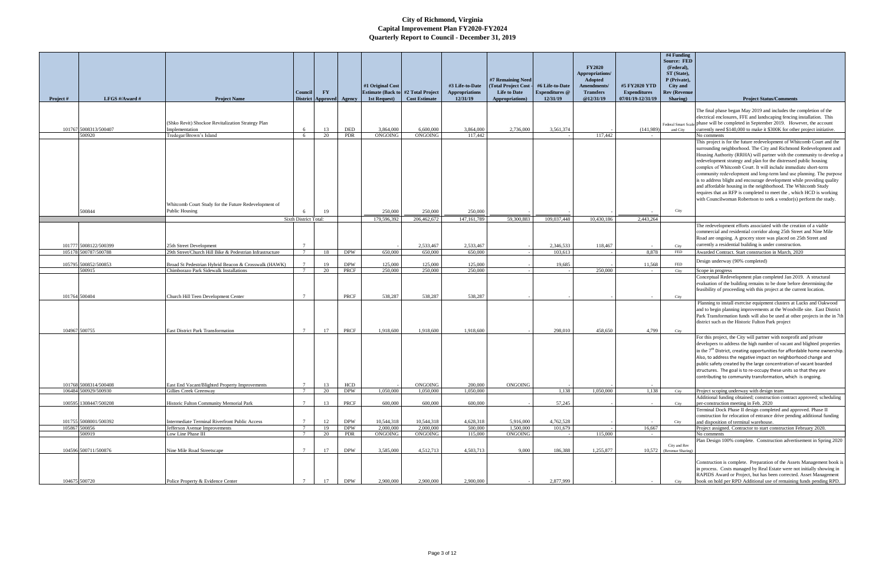# City of Richmond, Virginia
## Capital Improvement Plan FY2020-FY2024
## Quarterly Report to Council - December 31, 2019

| Project # | LFGS #/Award # | Project Name | Council District | FY Approved | Agency | #1 Original Cost Estimate (Back to 1st Request) | #2 Total Project Cost Estimate | #3 Life-to-Date Appropriations 12/31/19 | #7 Remaining Need (Total Project Cost - Life to Date Appropriations) | #6 Life-to-Date Expenditures @ 12/31/19 | FY2020 Appropriations/ Adopted Amendments/ Transfers @12/31/19 | #5 FY2020 YTD Expenditures 07/01/19-12/31/19 | #4 Funding Source: FED (Federal), ST (State), P (Private), City and Rev (Revenue Sharing) | Project Status/Comments |
|---|---|---|---|---|---|---|---|---|---|---|---|---|---|---|
| 101767 | 5008313/500407 | (Shko Revit) Shockoe Revitalization Strategy Plan Implementation | 6 | 13 | DED | 3,864,000 | 6,600,000 | 3,864,000 | 2,736,000 | 3,561,374 | - | (141,989) | Federal Smart Scale and City | The final phase began May 2019 and includes the completion of the electrical enclosures, FFE and landscaping fencing installation. This phase will be completed in September 2019. However, the account currently need $140,000 to make it $300K for other project initiative. |
| | 500920 | Tredegar/Brown's Island | 6 | 20 | PDR | ONGOING | ONGOING | 117,442 | | - | 117,442 | - | | No comments |
| | 500844 | Whitcomb Court Study for the Future Redevelopment of Public Housing | 6 | 19 | | 250,000 | 250,000 | 250,000 | - | - | - | - | City | This project is for the future redevelopment of Whitcomb Court and the surrounding neighborhood. The City and Richmond Redevelopment and Housing Authority (RRHA) will partner with the community to develop a redevelopment strategy and plan for the distressed public housing complex of Whitcomb Court. It will include immediate short-term community redevelopment and long-term land use planning. The purpose is to address blight and encourage development while providing quality and affordable housing in the neighborhood. The Whitcomb Study requires that an RFP is completed to meet the , which HCD is working with Councilwoman Robertson to seek a vendor(s) perform the study. |
| | | Sixth District Total: | | | | 179,596,392 | 206,462,672 | 147,161,789 | 59,300,883 | 109,037,448 | 10,430,186 | 2,443,264 | | |
| 101777 | 5008122/500399 | 25th Street Development | 7 | | | - | 2,533,467 | 2,533,467 | - | 2,346,533 | 118,467 | - | City | The redevelopment efforts associated with the creation of a viable commercial and residential corridor along 25th Street and Nine Mile Road are ongoing. A grocery store was placed on 25th Street and currently a residential building is under construction. |
| 105178 | 500787/500788 | 29th Street/Church Hill Bike & Pedestrian Infrastructure | 7 | 18 | DPW | 650,000 | 650,000 | 650,000 | - | 103,613 | - | 8,878 | FED | Awarded Contract. Start construction in March, 2020 |
| 105795 | 500852/500853 | Broad St Pedestrian Hybrid Beacon & Crosswalk (HAWK) | 7 | 19 | DPW | 125,000 | 125,000 | 125,000 | - | 19,685 | | 11,568 | FED | Design underway (90% completed) |
| | 500915 | Chimborazo Park Sidewalk Installations | 7 | 20 | PRCF | 250,000 | 250,000 | 250,000 | - | - | 250,000 | - | City | Scope in progress |
| 101764 | 500404 | Church Hill Teen Development Center | 7 | | PRCF | 538,287 | 538,287 | 538,287 | - | - | - | - | City | Conceptual Redevelopment plan completed Jan 2019. A structural evaluation of the building remains to be done before determining the feasibility of proceeding with this project at the current location. |
| 104967 | 500755 | East District Park Transformation | 7 | 17 | PRCF | 1,918,600 | 1,918,600 | 1,918,600 | - | 298,010 | 458,650 | 4,799 | City | Planning to install exercise equipment clusters at Lucks and Oakwood and to begin planning improvements at the Woodville site. East District Park Transformation funds will also be used at other projects in the in 7th district such as the Historic Fulton Park project |
| 101768 | 5008314/500408 | East End Vacant/Blighted Property Improvements | 7 | 13 | HCD | - | ONGOING | 200,000 | ONGOING | - | | - | | For this project, the City will partner with nonprofit and private developers to address the high number of vacant and blighted properties in the 7th District, creating opportunities for affordable home ownership. Also, to address the negative impact on neighborhood change and public safety created by the large concentration of vacant boarded structures. The goal is to re-occupy these units so that they are contributing to community transformation, which is ongoing. |
| 106484 | 500929/500930 | Gillies Creek Greenway | 7 | 20 | DPW | 1,050,000 | 1,050,000 | 1,050,000 | | 1,138 | 1,050,000 | 1,138 | City | Project scoping underway with design team |
| 100595 | 1308447/500208 | Historic Fulton Community Memorial Park | 7 | 13 | PRCF | 600,000 | 600,000 | 600,000 | - | 57,245 | - | - | City | Additional funding obtained; construction contract approved; scheduling per-construction meeting in Feb. 2020 |
| 101755 | 5008001/500392 | Intermediate Terminal Riverfront Public Access | 7 | 12 | DPW | 10,544,318 | 10,544,318 | 4,628,318 | 5,916,000 | 4,762,528 | - | - | City | Terminal Dock Phase II design completed and approved. Phase II construction for relocation of entrance drive pending additional funding and disposition of terminal warehouse. |
| 105867 | 500856 | Jefferson Avenue Improvements | 7 | 19 | DPW | 2,000,000 | 2,000,000 | 500,000 | 1,500,000 | 101,679 | - | 16,667 | | Project assigned. Contractor to start construction February 2020. |
| | 500919 | Low Line Phase III | 7 | 20 | PDR | ONGOING | ONGOING | 115,000 | ONGOING | - | 115,000 | - | | No comments |
| 104596 | 500711/500876 | Nine Mile Road Streetscape | 7 | 17 | DPW | 3,585,000 | 4,512,713 | 4,503,713 | 9,000 | 186,388 | 1,255,877 | 10,572 | City and Rev (Revenue Sharing) | Plan Design 100% complete. Construction advertisement in Spring 2020 |
| 104675 | 500720 | Police Property & Evidence Center | 7 | 17 | DPW | 2,900,000 | 2,900,000 | 2,900,000 | - | 2,877,999 | - | - | City | Construction is complete. Preparation of the Assets Management book is in process. Costs managed by Real Estate were not initially showing in RAPIDS Award or Project, but has been corrected. Asset Management book on hold per RPD Additional use of remaining funds pending RPD. |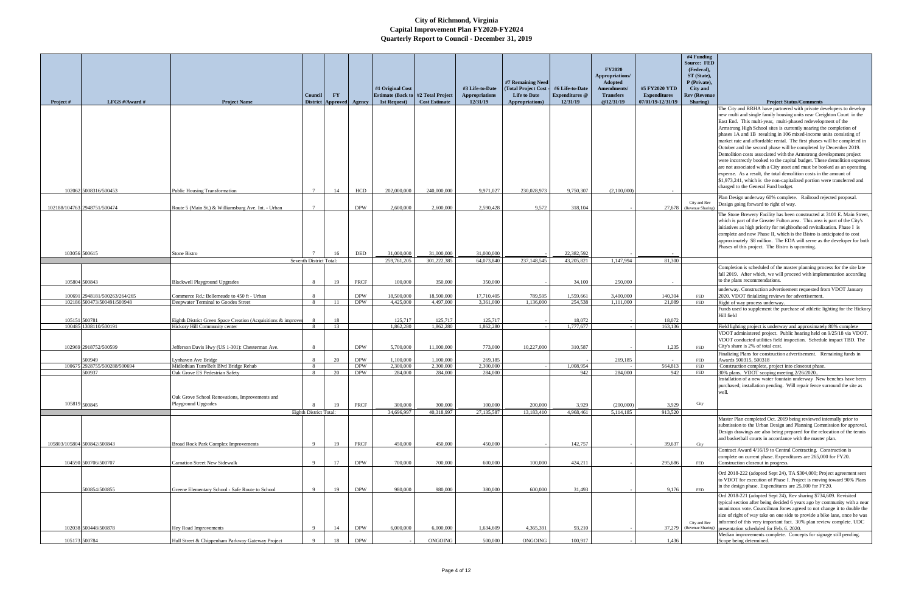# City of Richmond, Virginia
## Capital Improvement Plan FY2020-FY2024
### Quarterly Report to Council - December 31, 2019

| Project # | LFGS #/Award # | Project Name | Council District | FY Approved | Agency | #1 Original Cost Estimate (Back to 1st Request) | #2 Total Project Cost Estimate | #3 Life-to-Date Appropriations 12/31/19 | #7 Remaining Need (Total Project Cost - Life to Date Appropriations) | #6 Life-to-Date Expenditures @ 12/31/19 | FY2020 Appropriations/ Adopted Amendments/ Transfers @12/31/19 | #5 FY2020 YTD Expenditures 07/01/19-12/31/19 | #4 Funding Source: FED (Federal), ST (State), P (Private), City and Rev (Revenue Sharing) | Project Status/Comments |
|---|---|---|---|---|---|---|---|---|---|---|---|---|---|---|
| 102062 | 5008316/500453 | Public Housing Transformation | 7 | 14 | HCD | 202,000,000 | 240,000,000 | 9,971,027 | 230,028,973 | 9,750,307 | (2,100,000) | - | | The City and RRHA have partnered with private developers to develop new multi and single family housing units near Creighton Court in the East End. This multi-year, multi-phased redevelopment of the Armstrong High School sites is currently nearing the completion of phases 1A and 1B resulting in 106 mixed-income units consisting of market rate and affordable rental. The first phases will be completed in October and the second phase will be completed by December 2019. Demolition costs associated with the Armstrong development project were incorrectly booked to the capital budget. These demolition expenses are not associated with a City asset and must be booked as an operating expense. As a result, the total demolition costs in the amount of $1,973,241, which is the non-capitalized portion were transferred and charged to the General Fund budget. |
| 102188/104763 | 2948751/500474 | Route 5 (Main St.) & Williamsburg Ave. Int. - Urban | 7 | | DPW | 2,600,000 | 2,600,000 | 2,590,428 | 9,572 | 318,104 | - | 27,678 | City and Rev (Revenue Sharing) | Plan Design underway 60% complete. Railroad rejected proposal. Design going forward to right of way. |
| 103056 | 500615 | Stone Bistro | 7 | 16 | DED | 31,000,000 | 31,000,000 | 31,000,000 | - | 22,382,592 | - | - | | The Stone Brewery Facility has been constructed at 3101 E. Main Street, which is part of the Greater Fulton area. This area is part of the City's initiatives as high priority for neighborhood revitalization. Phase I is complete and now Phase II, which is the Bistro is anticipated to cost approximately $8 million. The EDA will serve as the developer for both Phases of this project. The Bistro is upcoming. |
| | | Seventh District Total: | | | | 259,761,205 | 301,222,385 | 64,073,840 | 237,148,545 | 43,205,821 | 1,147,994 | 81,300 | | |
| 105804 | 500843 | Blackwell Playground Upgrades | 8 | 19 | PRCF | 100,000 | 350,000 | 350,000 | - | 34,100 | 250,000 | - | | Completion is scheduled of the master planning process for the site late fall 2019. After which, we will proceed with implementation according to the plans recommendations. |
| 100691 | 2948181/500263/264/265 | Commerce Rd.: Bellemeade to 450 ft - Urban | 8 | | DPW | 18,500,000 | 18,500,000 | 17,710,405 | 789,595 | 1,559,661 | 3,400,000 | 140,304 | FED | underway. Construction advertisement requested from VDOT January 2020. VDOT finalizing reviews for advertisement. |
| 102186 | 500473/500491/500948 | Deepwater Terminal to Goodes Street | 8 | 11 | DPW | 4,425,000 | 4,497,000 | 3,361,000 | 1,136,000 | 254,538 | 1,111,000 | 21,089 | FED | Right of way process underway. |
| 105151 | 500781 | Eighth District Green Space Creation (Acquisitions & improve | 8 | 18 | | 125,717 | 125,717 | 125,717 | - | 18,072 | - | 18,072 | | Funds used to supplement the purchase of athletic lighting for the Hickory Hill field |
| 100485 | 1308110/500191 | Hickory Hill Community center | 8 | 13 | | 1,862,280 | 1,862,280 | 1,862,280 | - | 1,777,677 | - | 163,136 | | Field lighting project is underway and approximately 80% complete |
| 102969 | 2918752/500599 | Jefferson Davis Hwy (US 1-301): Chesterman Ave. | 8 | | DPW | 5,700,000 | 11,000,000 | 773,000 | 10,227,000 | 310,587 | - | 1,235 | FED | VDOT administered project. Public hearing held on 9/25/18 via VDOT. VDOT conducted utilities field inspection. Schedule impact TBD. The City's share is 2% of total cost. |
| | 500949 | Lynhaven Ave Bridge | 8 | 20 | DPW | 1,100,000 | 1,100,000 | 269,185 | | - | 269,185 | - | FED | Finalizing Plans for construction advertisement. Remaining funds in Awards 500315, 500318 |
| 100675 | 2928755/500288/500694 | Midlothian Turn/Belt Blvd Bridge Rehab | 8 | | DPW | 2,300,000 | 2,300,000 | 2,300,000 | - | 1,008,954 | - | 564,813 | FED | Construction complete, project into closeout phase. |
| | 500937 | Oak Grove ES Pedestrian Safety | 8 | 20 | DPW | 284,000 | 284,000 | 284,000 | | 942 | 284,000 | 942 | FED | 30% plans. VDOT scoping meeting 2/26/2020.. |
| 105819 | 500845 | Oak Grove School Renovations, Improvements and Playground Upgrades | 8 | 19 | PRCF | 300,000 | 300,000 | 100,000 | 200,000 | 3,929 | (200,000) | 3,929 | City | Installation of a new water fountain underway New benches have been purchased; installation pending. Will repair fence surround the site as well. |
| | | Eighth District Total: | | | | 34,696,997 | 40,318,997 | 27,135,587 | 13,183,410 | 4,968,461 | 5,114,185 | 913,520 | | |
| 105803/105804 | 500842/500843 | Broad Rock Park Complex Improvements | 9 | 19 | PRCF | 450,000 | 450,000 | 450,000 | - | 142,757 | - | 39,637 | City | Master Plan completed Oct. 2019 being reviewed internally prior to submission to the Urban Design and Planning Commission for approval. Design drawings are also being prepared for the relocation of the tennis and basketball courts in accordance with the master plan. |
| 104590 | 500706/500707 | Carnation Street New Sidewalk | 9 | 17 | DPW | 700,000 | 700,000 | 600,000 | 100,000 | 424,211 | - | 295,686 | FED | Contract Award 4/16/19 to Central Contracting. Construction is complete on current phase. Expenditures are 265,000 for FY20. Construction closeout in progress. |
| | 500854/500855 | Greene Elementary School - Safe Route to School | 9 | 19 | DPW | 980,000 | 980,000 | 380,000 | 600,000 | 31,493 | - | 9,176 | FED | Ord 2018-222 (adopted Sept 24), TA $304,000; Project agreement sent to VDOT for execution of Phase I. Project is moving toward 90% Plans in the design phase. Expenditures are 25,000 for FY20. |
| 102038 | 500448/500878 | Hey Road Improvements | 9 | 14 | DPW | 6,000,000 | 6,000,000 | 1,634,609 | 4,365,391 | 93,210 | - | 37,279 | City and Rev (Revenue Sharing) | Ord 2018-221 (adopted Sept 24), Rev sharing $734,609. Revisited typical section after being decided 6 years ago by community with a near unanimous vote. Councilman Jones agreed to not change it to double the size of right of way take on one side to provide a bike lane, once he was informed of this very important fact. 30% plan review complete. UDC presentation scheduled for Feb. 6. 2020. |
| 105173 | 500784 | Hull Street & Chippenham Parkway Gateway Project | 9 | 18 | DPW | - | ONGOING | 500,000 | ONGOING | 100,917 | - | 1,436 | | Median improvements complete. Concepts for signage still pending. Scope being determined. |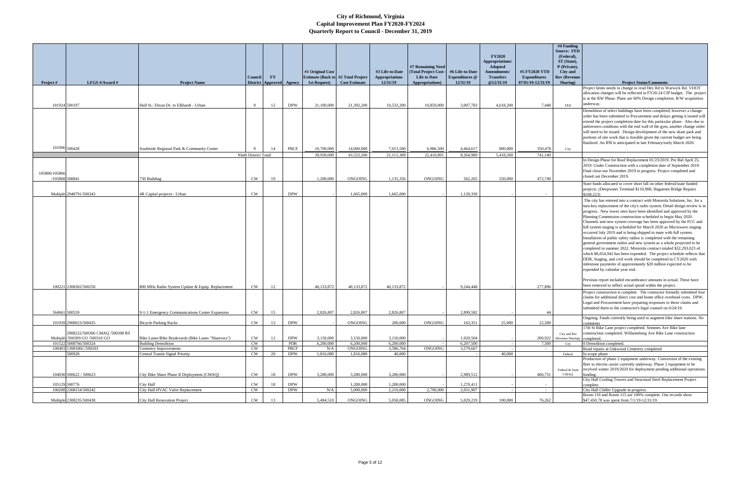# City of Richmond, Virginia
## Capital Improvement Plan FY2020-FY2024
### Quarterly Report to Council - December 31, 2019

| Project # | LFGS #/Award # | Project Name | Council District | FY Approved | Agency | #1 Original Cost Estimate (Back to 1st Request) | #2 Total Project Cost Estimate | #3 Life-to-Date Appropriations 12/31/19 | #7 Remaining Need (Total Project Cost - Life to Date Appropriations) | #6 Life-to-Date Expenditures @ 12/31/19 | FY2020 Appropriations/ Adopted Amendments/ Transfers @12/31/19 | #5 FY2020 YTD Expenditures 07/01/19-12/31/19 | #4 Funding Source: FED (Federal), ST (State), P (Private), City and Rev (Revenue Sharing) | Project Status/Comments |
|---|---|---|---|---|---|---|---|---|---|---|---|---|---|---|
| 101924 | 500197 | Hull St.: Dixon Dr. to Elkhardt - Urban | 9 | 12 | DPW | 21,100,000 | 21,392,200 | 10,533,200 | 10,859,000 | 3,007,783 | 4,618,200 | 7,448 | FED | Project limits needs to change to read Hey Rd to Warwick Rd. VDOT allocation changes will be reflected in FY20-24 CIP budget. The project is at the RW Phase. Plans are 60% Design completion. R/W acquisition underway. |
| 101906 | 500428 | Southside Regional Park & Community Center | 9 | 14 | PRCF | 10,700,000 | 14,000,000 | 7,013,500 | 6,986,500 | 4,464,617 | 800,000 | 350,478 | City | Demolition of select buildings have been completed, however a change order has been submitted to Procurement and delays getting it issued will extend the project completion date for this particular phase. Also due to unforeseen conditons with the end wall of the gym, another change order will need to be issued. Design development of the new skate park and portions of site work that is feasible given the current budget are being finalized. An IFB is anticipated in late February/early March 2020. |
| | | | Ninth District Total: | | | 39,930,000 | 43,522,200 | 21,111,309 | 22,410,891 | 8,264,989 | 5,418,200 | 741,140 | | |
| 105806/105866 /105868 | 500841 | 730 Building | CW | 19 | | 1,200,000 | ONGOING | 1,135,356 | ONGOING | 562,265 | 550,000 | 472,749 | | In Design Phase for Roof Replacement 01/23/2019. Pre Bid April 25, 2019. Under Construction with a completion date of September 2019. Final close-out November 2019 in progress. Project completed and closed out December 2019. |
| Multiple | 2948791/500343 | 4R Capital projects - Urban | CW | | DPW | - | 1,665,000 | 1,665,000 | - | 1,120,330 | - | - | | State funds allocated to cover short fall on other federal/state funded projects. (Deepwater Terminal $110,908, Huguenot Bridge Repairs $108,223) |
| 100221 | 2308302/500250 | 800 MHz Radio System Update & Equip. Replacement | CW | 12 | | 40,133,872 | 40,133,872 | 40,133,872 | - | 9,244,448 | - | 277,896 | | The city has entered into a contract with Motorola Solutions, Inc. for a turn-key replacement of the city's radio system. Detail design review is in progress. New tower sites have been identified and approved by the Planning Commission construction scheduled to begin May 2020. Channels and new system coverage has been approved by the FCC and full system staging is scheduled for March 2020 as Microwave staging occurred July 2019 and is being shipped to mate with full system. Installation of public safety radios is completed with the remaining general government radios and new system as a whole projected to be completed in summer 2022. Motorola contract totaled $32,293,023 of which $6,054,942 has been expended. The project schedule reflects that DDR, Staging, and civil work should be completed in CY2020 with milestone payments of approximately $20 million expected to be expended by calendar year end. Previous report included encumbrance amounts in actual. These have been removed to reflect actual spend within the project. |
| 564661 | 500559 | 9-1-1 Emergency Communications Center Expansion | CW | 15 | | 2,826,807 | 2,826,807 | 2,826,807 | - | 2,899,582 | - | 44 | | Project construction is complete. The contractor formally submitted four claims for additional direct cost and home office overhead costs. DPW, Legal and Procurement have preparing responses to these claims and submitted them to the contractor's legal counsel on 6/24/19. |
| 101939 | 2908023/500435 | Bicycle Parking Racks | CW | 13 | DPW | - | ONGOING | 200,000 | ONGOING | 163,351 | 25,000 | 22,500 | | Ongoing. Funds currently being used to augment bike share stations. No comments |
| Multiple | 2908222/500306 CMAQ /500308 RS /500309 GO /500310 GO | Bike Lanes/Bike Boulevards (Bike Lanes "Sharrows") | CW | 12 | DPW | 3,150,000 | 3,150,000 | 3,150,000 | - | 1,920,504 | - | 200,922 | City and Rev (Revenue Sharing) | 17th St Bike Lane project completed. Semmes Ave Bike lane construction completed. Williamsburg Ave Bike Lane construction completed. |
| 101522 | 5008766/500324 | Building Demolition | CW | | PDR | 6,200,000 | 6,200,000 | 6,200,000 | - | 6,207,500 | - | 7,500 | City | 0 Demolition completed. |
| 100493 | 1308186C/500203 | Cemetery Improvements | CW | | PRCF | N/A | ONGOING | 3,586,764 | ONGOING | 3,579,667 | - | - | | Road repairs at Oakwood Cemetery completed |
| | 500928 | Central Transit Signal Priority | CW | 20 | DPW | 1,816,080 | 1,816,080 | 40,000 | | - | 40,000 | | Federal | In scope phase |
| 104030 | 500622 / 500623 | City Bike Share Phase II Deployment (CMAQ) | CW | 18 | DPW | 3,280,000 | 3,280,000 | 3,280,000 | - | 2,989,512 | - | 406,731 | Federal & State CMAQ | Production of phase 2 equipment underway. Conversion of the existing fleet to electric-assist currently underway. Phase 2 equipment to be received winter 2019/2020 for deployment pending additional operations funding. |
| 105129 | 500776 | City Hall | CW | 18 | DPW | | 1,200,000 | 1,200,000 | - | 1,270,411 | - | - | | City Hall Cooling Towers and Structural Steel Replacement Project complete. |
| 100208 | 2308154/500242 | City Hall HVAC Valve Replacement | CW | | DPW | N/A | 5,000,000 | 2,210,000 | 2,790,000 | 2,031,907 | - | - | | City Hall Chiller Upgrade in progress. |
| Multiple | 2308235/500438 | City Hall Renovation Project | CW | 13 | | 5,494,510 | ONGOING | 5,058,085 | ONGOING | 5,029,219 | 100,000 | 76,262 | | Room 110 and Room 115 are 100% complete. Our records show $47,450.78 was spent from 7/1/19-12/31/19 |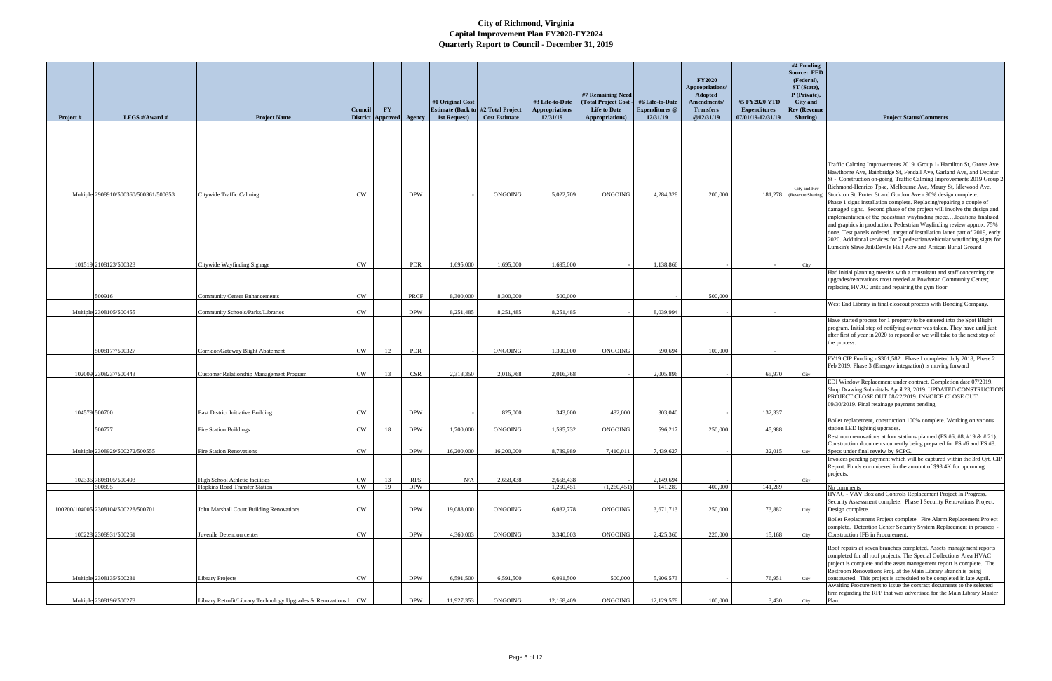# City of Richmond, Virginia
## Capital Improvement Plan FY2020-FY2024
## Quarterly Report to Council - December 31, 2019

| Project # | LFGS #/Award # | Project Name | Council District | FY Approved | Agency | #1 Original Cost Estimate (Back to 1st Request) | #2 Total Project Cost Estimate | #3 Life-to-Date Appropriations 12/31/19 | #7 Remaining Need (Total Project Cost - Life to Date Appropriations) | #6 Life-to-Date Expenditures @ 12/31/19 | FY2020 Appropriations/ Adopted Amendments/ Transfers @12/31/19 | #5 FY2020 YTD Expenditures 07/01/19-12/31/19 | #4 Funding Source: FED (Federal), ST (State), P (Private), City and Rev (Revenue Sharing) | Project Status/Comments |
|---|---|---|---|---|---|---|---|---|---|---|---|---|---|---|
| Multiple | 2908910/500360/500361/500353 | Citywide Traffic Calming | CW | | DPW | - | ONGOING | 5,022,709 | ONGOING | 4,284,328 | 200,000 | 181,278 | City and Rev (Revenue Sharing) | Traffic Calming Improvements 2019 Group 1- Hamilton St, Grove Ave, Hawthorne Ave, Bainbridge St, Fendall Ave, Garland Ave, and Decatur St - Construction on-going. Traffic Calming Improvements 2019 Group 2- Richmond-Henrico Tpke, Melbourne Ave, Maury St, Idlewood Ave, Stockton St, Porter St and Gordon Ave - 90% design complete. |
| 101519 | 2108123/500323 | Citywide Wayfinding Signage | CW | | PDR | 1,695,000 | 1,695,000 | 1,695,000 | - | 1,138,866 | - | - | City | Phase 1 signs installation complete. Replacing/repairing a couple of damaged signs. Second phase of the project will involve the design and implementation of the pedestrian wayfinding piece….locations finalized and graphics in production. Pedestrian Wayfinding review approx. 75% done. Test panels ordered...target of installation latter part of 2019, early 2020. Additional services for 7 pedestrian/vehicular waufinding signs for Lumkin's Slave Jail/Devil's Half Acre and African Burial Ground |
| | 500916 | Community Center Enhancements | CW | | PRCF | 8,300,000 | 8,300,000 | 500,000 | | - | 500,000 | | | Had initial planning meetins with a consultant and staff concerning the upgrades/renovations most needed at Powhatan Community Center; replacing HVAC units and repairing the gym floor |
| Multiple | 2308105/500455 | Community Schools/Parks/Libraries | CW | | DPW | 8,251,485 | 8,251,485 | 8,251,485 | - | 8,039,994 | - | - | | West End Library in final closeout process with Bonding Company. |
| | 5008177/500327 | Corridor/Gateway Blight Abatement | CW | 12 | PDR | - | ONGOING | 1,300,000 | ONGOING | 590,694 | 100,000 | - | | Have started process for 1 property to be entered into the Spot Blight program. Initial step of notifying owner was taken. They have until just after first of year in 2020 to respond or we will take to the next step of the process. |
| 102009 | 2308237/500443 | Customer Relationship Management Program | CW | 13 | CSR | 2,318,350 | 2,016,768 | 2,016,768 | - | 2,005,896 | - | 65,970 | City | FY19 CIP Funding - $301,582 Phase 1 completed July 2018; Phase 2 Feb 2019. Phase 3 (Energov integration) is moving forward |
| 104579 | 500700 | East District Initiative Building | CW | | DPW | - | 825,000 | 343,000 | 482,000 | 303,040 | - | 132,337 | | EDI Window Replacement under contract. Completion date 07/2019. Shop Drawing Submittals April 23, 2019. UPDATED CONSTRUCTION PROJECT CLOSE OUT 08/22/2019. INVOICE CLOSE OUT 09/30/2019. Final retainage payment pending. |
| | 500777 | Fire Station Buildings | CW | 18 | DPW | 1,700,000 | ONGOING | 1,595,732 | ONGOING | 596,217 | 250,000 | 45,988 | | Boiler replacement, construction 100% complete. Working on various station LED lighting upgrades. |
| Multiple | 2308929/500272/500555 | Fire Station Renovations | CW | | DPW | 16,200,000 | 16,200,000 | 8,789,989 | 7,410,011 | 7,439,627 | - | 32,015 | City | Restroom renovations at four stations planned (FS #6, #8, #19 & # 21). Construction documents currently being prepared for FS #6 and FS #8. Specs under final review by SCPG. |
| 102336 | 7808105/500493 | High School Athletic facilities | CW | 13 | RPS | N/A | 2,658,438 | 2,658,438 | - | 2,149,694 | - | - | City | Invoices pending payment which will be captured within the 3rd Qrt. CIP Report. Funds encumbered in the amount of $93.4K for upcoming projects. |
| | 500895 | Hopkins Road Transfer Station | CW | 19 | DPW | | | 1,260,451 | (1,260,451) | 141,289 | 400,000 | 141,289 | | No comments |
| 100200/104005 | 2308104/500228/500701 | John Marshall Court Building Renovations | CW | | DPW | 19,088,000 | ONGOING | 6,082,778 | ONGOING | 3,671,713 | 250,000 | 73,882 | City | HVAC - VAV Box and Controls Replacement Project In Progress. Security Assessment complete. Phase I Security Renovations Project: Design complete. |
| 100228 | 2308931/500261 | Juvenile Detention center | CW | | DPW | 4,360,003 | ONGOING | 3,340,003 | ONGOING | 2,425,360 | 220,000 | 15,168 | City | Boiler Replacement Project complete. Fire Alarm Replacement Project complete. Detention Center Security System Replacement in progress - Construction IFB in Procurement. |
| Multiple | 2308135/500231 | Library Projects | CW | | DPW | 6,591,500 | 6,591,500 | 6,091,500 | 500,000 | 5,906,573 | - | 76,951 | City | Roof repairs at seven branches completed. Assets management reports completed for all roof projects. The Special Collections Area HVAC project is complete and the asset management report is complete. The Restroom Renovations Proj. at the Main Library Branch is being constructed. This project is scheduled to be completed in late April. |
| Multiple | 2308196/500273 | Library Retrofit/Library Technology Upgrades & Renovations | CW | | DPW | 11,927,353 | ONGOING | 12,168,409 | ONGOING | 12,129,578 | 100,000 | 3,430 | City | Awaiting Procurement to issue the contract documents to the selected firm regarding the RFP that was advertised for the Main Library Master Plan. |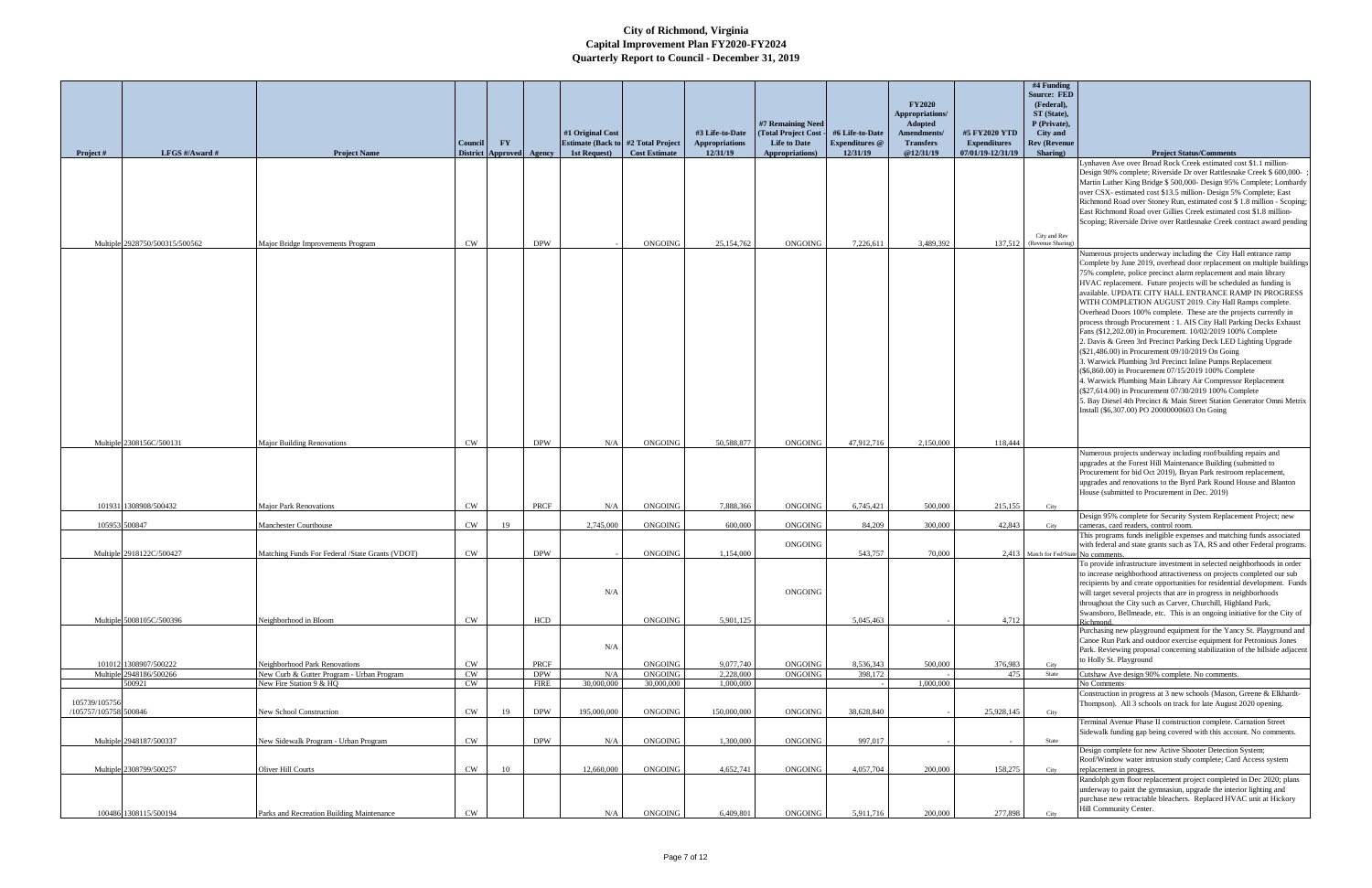# City of Richmond, Virginia
## Capital Improvement Plan FY2020-FY2024
### Quarterly Report to Council - December 31, 2019

| Project # | LFGS #/Award # | Project Name | Council District | FY Approved | Agency | #1 Original Cost Estimate (Back to 1st Request) | #2 Total Project Cost Estimate | #3 Life-to-Date Appropriations 12/31/19 | #7 Remaining Need (Total Project Cost - Life to Date Appropriations) | #6 Life-to-Date Expenditures @ 12/31/19 | FY2020 Appropriations/ Adopted Amendments/ Transfers @12/31/19 | #5 FY2020 YTD Expenditures 07/01/19-12/31/19 | #4 Funding Source: FED (Federal), ST (State), P (Private), City and Rev (Revenue Sharing) | Project Status/Comments |
|---|---|---|---|---|---|---|---|---|---|---|---|---|---|---|
| Multiple | 2928750/500315/500562 | Major Bridge Improvements Program | CW | | DPW | - | ONGOING | 25,154,762 | ONGOING | 7,226,611 | 3,489,392 | 137,512 | City and Rev (Revenue Sharing) | Lynhaven Ave over Broad Rock Creek estimated cost $1.1 million-Design 90% complete; Riverside Dr over Rattlesnake Creek $ 600,000- ; Martin Luther King Bridge $ 500,000- Design 95% Complete; Lombardy over CSX- estimated cost $13.5 million- Design 5% Complete; East Richmond Road over Stoney Run, estimated cost $ 1.8 million - Scoping; East Richmond Road over Gillies Creek estimated cost $1.8 million-Scoping; Riverside Drive over Rattlesnake Creek contract award pending |
| Multiple | 2308156C/500131 | Major Building Renovations | CW | | DPW | N/A | ONGOING | 50,588,877 | ONGOING | 47,912,716 | 2,150,000 | 118,444 | | Numerous projects underway including the City Hall entrance ramp Complete by June 2019, overhead door replacement on multiple buildings 75% complete, police precinct alarm replacement and main library HVAC replacement. Future projects will be scheduled as funding is available. UPDATE CITY HALL ENTRANCE RAMP IN PROGRESS WITH COMPLETION AUGUST 2019. City Hall Ramps complete. Overhead Doors 100% complete. These are the projects currently in process through Procurement : 1. AIS City Hall Parking Decks Exhaust Fans ($12,202.00) in Procurement. 10/02/2019 100% Complete 2. Davis & Green 3rd Precinct Parking Deck LED Lighting Upgrade ($21,486.00) in Procurement 09/10/2019 On Going 3. Warwick Plumbing 3rd Precinct Inline Pumps Replacement ($6,860.00) in Procurement 07/15/2019 100% Complete 4. Warwick Plumbing Main Library Air Compressor Replacement ($27,614.00) in Procurement 07/30/2019 100% Complete 5. Bay Diesel 4th Precinct & Main Street Station Generator Omni Metrix Install ($6,307.00) PO 20000000603 On Going |
| 101931 | 1308908/500432 | Major Park Renovations | CW | | PRCF | N/A | ONGOING | 7,888,366 | ONGOING | 6,745,421 | 500,000 | 215,155 | City | Numerous projects underway including roof/building repairs and upgrades at the Forest Hill Maintenance Building (submitted to Procurement for bid Oct 2019), Bryan Park restroom replacement, upgrades and renovations to the Byrd Park Round House and Blanton House (submitted to Procurement in Dec. 2019) |
| 105953 | 500847 | Manchester Courthouse | CW | 19 | | 2,745,000 | ONGOING | 600,000 | ONGOING | 84,209 | 300,000 | 42,843 | City | Design 95% complete for Security System Replacement Project; new cameras, card readers, control room. |
| Multiple | 2918122C/500427 | Matching Funds For Federal /State Grants (VDOT) | CW | | DPW | - | ONGOING | 1,154,000 | ONGOING | 543,757 | 70,000 | 2,413 | Match for Fed/State | This programs funds ineligible expenses and matching funds associated with federal and state grants such as TA, RS and other Federal programs. No comments. |
| Multiple | 5008105C/500396 | Neighborhood in Bloom | CW | | HCD | N/A | ONGOING | 5,901,125 | ONGOING | 5,045,463 | - | 4,712 | | To provide infrastructure investment in selected neighborhoods in order to increase neighborhood attractiveness on projects completed our sub recipients by and create opportunities for residential development. Funds will target several projects that are in progress in neighborhoods throughout the City such as Carver, Churchill, Highland Park, Swansboro, Bellmeade, etc. This is an ongoing initiative for the City of Richmond. |
| 101012 | 1308907/500222 | Neighborhood Park Renovations | CW | | PRCF | N/A | ONGOING | 9,077,740 | ONGOING | 8,536,343 | 500,000 | 376,983 | City | Purchasing new playground equipment for the Yancy St. Playground and Canoe Run Park and outdoor exercise equipment for Petronious Jones Park. Reviewing proposal concerning stabilization of the hillside adjacent to Holly St. Playground |
| Multiple | 2948186/500266 | New Curb & Gutter Program - Urban Program | CW | | DPW | N/A | ONGOING | 2,228,000 | ONGOING | 398,172 | - | 475 | State | Cutshaw Ave design 90% complete. No comments. |
| | 500921 | New Fire Station 9 & HQ | CW | | FIRE | 30,000,000 | 30,000,000 | 1,000,000 | | - | 1,000,000 | | | No Comments |
| 105739/105756 /105757/105758 | 500846 | New School Construction | CW | 19 | DPW | 195,000,000 | ONGOING | 150,000,000 | ONGOING | 38,628,840 | - | 25,928,145 | City | Construction in progress at 3 new schools (Mason, Greene & Elkhardt-Thompson). All 3 schools on track for late August 2020 opening. |
| Multiple | 2948187/500337 | New Sidewalk Program - Urban Program | CW | | DPW | N/A | ONGOING | 1,300,000 | ONGOING | 997,017 | - | - | State | Terminal Avenue Phase II construction complete. Carnation Street Sidewalk funding gap being covered with this account. No comments. |
| Multiple | 2308799/500257 | Oliver Hill Courts | CW | 10 | | 12,660,000 | ONGOING | 4,652,741 | ONGOING | 4,057,704 | 200,000 | 158,275 | City | Design complete for new Active Shooter Detection System; Roof/Window water intrusion study complete; Card Access system replacement in progress. |
| 100486 | 1308115/500194 | Parks and Recreation Building Maintenance | CW | | | N/A | ONGOING | 6,409,801 | ONGOING | 5,911,716 | 200,000 | 277,898 | City | Randolph gym floor replacement project completed in Dec 2020; plans underway to paint the gymnasium, upgrade the interior lighting and purchase new retractable bleachers. Replaced HVAC unit at Hickory Hill Community Center. |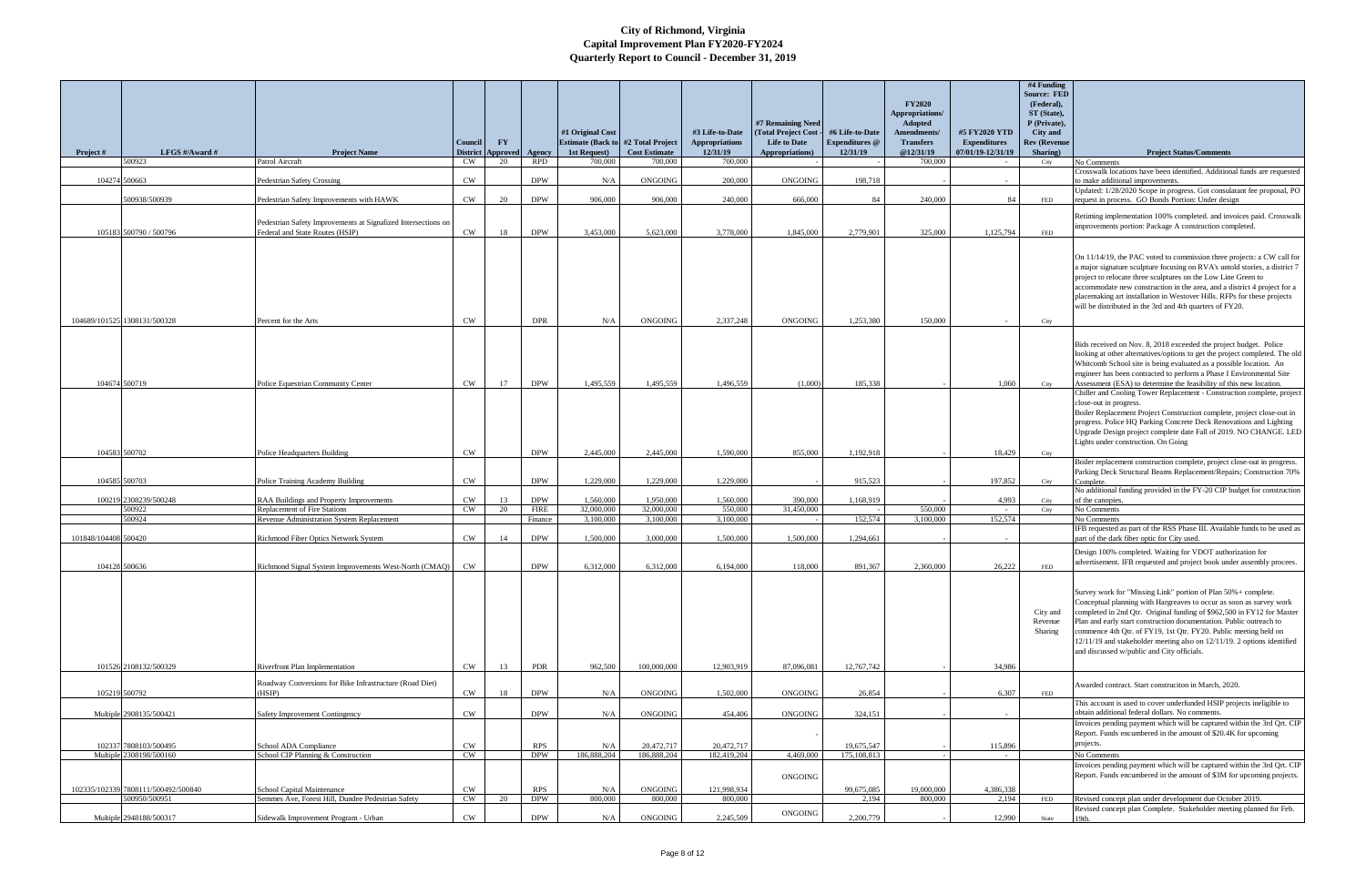# City of Richmond, Virginia
## Capital Improvement Plan FY2020-FY2024
### Quarterly Report to Council - December 31, 2019

| Project # | LFGS #/Award # | Project Name | Council District | FY Approved | Agency | #1 Original Cost Estimate (Back to 1st Request) | #2 Total Project Cost Estimate | #3 Life-to-Date Appropriations 12/31/19 | #7 Remaining Need (Total Project Cost - Life to Date Appropriations) | #6 Life-to-Date Expenditures @ 12/31/19 | FY2020 Appropriations/ Adopted Amendments/ Transfers @12/31/19 | #5 FY2020 YTD Expenditures 07/01/19-12/31/19 | #4 Funding Source: FED (Federal), ST (State), P (Private), City and Rev (Revenue Sharing) | Project Status/Comments |
|---|---|---|---|---|---|---|---|---|---|---|---|---|---|---|
| | 500923 | Patrol Aircraft | CW | 20 | RPD | 700,000 | 700,000 | 700,000 | - | - | 700,000 | - | City | No Comments |
| 104274 | 500663 | Pedestrian Safety Crossing | CW | | DPW | N/A | ONGOING | 200,000 | ONGOING | 198,718 | - | - | | Crosswalk locations have been identified. Additional funds are requested to make additional improvements. |
| | 500938/500939 | Pedestrian Safety Improvements with HAWK | CW | 20 | DPW | 906,000 | 906,000 | 240,000 | 666,000 | 84 | 240,000 | 84 | FED | Updated: 1/28/2020 Scope in progress. Got consulatant fee proposal, PO request in process. GO Bonds Portion: Under design |
| 105183 | 500790 / 500796 | Pedestrian Safety Improvements at Signalized Intersections on Federal and State Routes (HSIP) | CW | 18 | DPW | 3,453,000 | 5,623,000 | 3,778,000 | 1,845,000 | 2,779,901 | 325,000 | 1,125,794 | FED | Retiming implementation 100% completed. and invoices paid. Crosswalk improvements portion: Package A construction completed. |
| 104689/101525 | 1308131/500328 | Percent for the Arts | CW | | DPR | N/A | ONGOING | 2,337,248 | ONGOING | 1,253,380 | 150,000 | - | City | On 11/14/19, the PAC voted to commission three projects: a CW call for a major signature sculpture focusing on RVA's untold stories, a district 7 project to relocate three sculptures on the Low Line Green to accommodate new construction in the area, and a district 4 project for a placemaking art installation in Westover Hills. RFPs for these projects will be distributed in the 3rd and 4th quarters of FY20. |
| 104674 | 500719 | Police Equestrian Community Center | CW | 17 | DPW | 1,495,559 | 1,495,559 | 1,496,559 | (1,000) | 185,338 | - | 1,060 | City | Bids received on Nov. 8, 2018 exceeded the project budget. Police looking at other alternatives/options to get the project completed. The old Whitcomb School site is being evaluated as a possible location. An engineer has been contracted to perform a Phase I Environmental Site Assessment (ESA) to determine the feasibility of this new location. |
| 104583 | 500702 | Police Headquarters Building | CW | | DPW | 2,445,000 | 2,445,000 | 1,590,000 | 855,000 | 1,192,918 | - | 18,429 | City | Chiller and Cooling Tower Replacement - Construction complete, project close-out in progress. Boiler Replacement Project Construction complete, project close-out in progress. Police HQ Parking Concrete Deck Renovations and Lighting Upgrade Design project complete date Fall of 2019. NO CHANGE. LED Lights under construction. On Going |
| 104585 | 500703 | Police Training Academy Building | CW | | DPW | 1,229,000 | 1,229,000 | 1,229,000 | - | 915,523 | - | 197,852 | City | Boiler replacement construction complete, project close-out in progress. Parking Deck Structural Beams Replacement/Repairs; Construction 70% Complete. |
| 100219 | 2308239/500248 | RAA Buildings and Property Improvements | CW | 13 | DPW | 1,560,000 | 1,950,000 | 1,560,000 | 390,000 | 1,168,919 | - | 4,993 | City | No additional funding provided in the FY-20 CIP budget for construction of the canopies. |
| | 500922 | Replacement of Fire Stations | CW | 20 | FIRE | 32,000,000 | 32,000,000 | 550,000 | 31,450,000 | - | 550,000 | - | City | No Comments |
| | 500924 | Revenue Administration System Replacement | | | Finance | 3,100,000 | 3,100,000 | 3,100,000 | - | 152,574 | 3,100,000 | 152,574 | | No Comments |
| 101848/104408 | 500420 | Richmond Fiber Optics Network System | CW | 14 | DPW | 1,500,000 | 3,000,000 | 1,500,000 | 1,500,000 | 1,294,661 | - | - | | IFB requested as part of the RSS Phase III. Available funds to be used as part of the dark fiber optic for City used. |
| 104128 | 500636 | Richmond Signal System Improvements West-North (CMAQ) | CW | | DPW | 6,312,000 | 6,312,000 | 6,194,000 | 118,000 | 891,367 | 2,360,000 | 26,222 | FED | Design 100% completed. Waiting for VDOT authorization for advertisement. IFB requested and project book under assembly procees. |
| 101526 | 2108132/500329 | Riverfront Plan Implementation | CW | 13 | PDR | 962,500 | 100,000,000 | 12,903,919 | 87,096,081 | 12,767,742 | - | 34,986 | City and Revenue Sharing | Survey work for "Missing Link" portion of Plan 50%+ complete. Conceptual planning with Hargreaves to occur as soon as survey work completed in 2nd Qtr. Original funding of $962,500 in FY12 for Master Plan and early start construction documentation. Public outreach to commence 4th Qtr. of FY19, 1st Qtr. FY20. Public meeting held on 12/11/19 and stakeholder meeting also on 12/11/19. 2 options identified and discussed w/public and City officials. |
| 105219 | 500792 | Roadway Conversions for Bike Infrastructure (Road Diet) (HSIP) | CW | 18 | DPW | N/A | ONGOING | 1,502,000 | ONGOING | 26,854 | - | 6,307 | FED | Awarded contract. Start construciton in March, 2020. |
| Multiple | 2908135/500421 | Safety Improvement Contingency | CW | | DPW | N/A | ONGOING | 454,406 | ONGOING | 324,151 | - | - | | This account is used to cover underfunded HSIP projects ineligible to obtain additional federal dollars. No comments. |
| 102337 | 7808103/500495 | School ADA Compliance | CW | | RPS | N/A | 20,472,717 | 20,472,717 | - | 19,675,547 | - | 115,896 | | Invoices pending payment which will be captured within the 3rd Qrt. CIP Report. Funds encumbered in the amount of $20.4K for upcoming projects. |
| Multiple | 2308198/500160 | School CIP Planning & Construction | CW | | DPW | 186,888,204 | 186,888,204 | 182,419,204 | 4,469,000 | 175,108,813 | - | - | | No Comments |
| 102335/102339 | 7808111/500492/500840 | School Capital Maintenance | CW | | RPS | N/A | ONGOING | 121,998,934 | ONGOING | 99,675,085 | 19,000,000 | 4,386,338 | | Invoices pending payment which will be captured within the 3rd Qrt. CIP Report. Funds encumbered in the amount of $3M for upcoming projects. |
| | 500950/500951 | Semmes Ave, Forest Hill, Dundee Pedestrian Safety | CW | 20 | DPW | 800,000 | 800,000 | 800,000 | | 2,194 | 800,000 | 2,194 | FED | Revised concept plan under development due October 2019. |
| Multiple | 2948188/500317 | Sidewalk Improvement Program - Urban | CW | | DPW | N/A | ONGOING | 2,245,509 | ONGOING | 2,200,779 | - | 12,990 | State | Revised concept plan Complete. Stakeholder meeting planned for Feb. 19th. |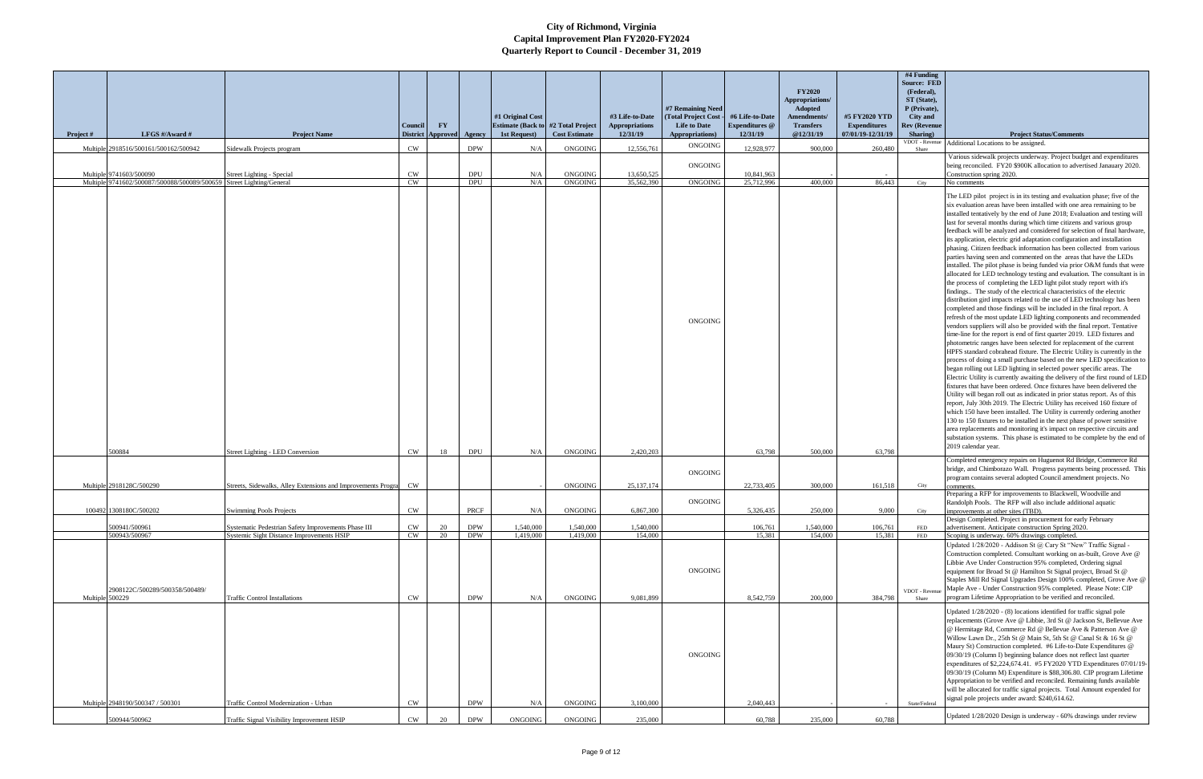# City of Richmond, Virginia
## Capital Improvement Plan FY2020-FY2024
### Quarterly Report to Council - December 31, 2019

| Project # | LFGS #/Award # | Project Name | Council District | FY Approved | Agency | #1 Original Cost Estimate (Back to 1st Request) | #2 Total Project Cost Estimate | #3 Life-to-Date Appropriations 12/31/19 | #7 Remaining Need (Total Project Cost - Life to Date Appropriations) | #6 Life-to-Date Expenditures @ 12/31/19 | FY2020 Appropriations/ Adopted Amendments/ Transfers @12/31/19 | #5 FY2020 YTD Expenditures 07/01/19-12/31/19 | #4 Funding Source: FED (Federal), ST (State), P (Private), City and Rev (Revenue Sharing) | Project Status/Comments |
|---|---|---|---|---|---|---|---|---|---|---|---|---|---|---|
| Multiple | 2918516/500161/500162/500942 | Sidewalk Projects program | CW | | DPW | N/A | ONGOING | 12,556,761 | ONGOING | 12,928,977 | 900,000 | 260,480 | VDOT - Revenue Share | Additional Locations to be assigned. |
| Multiple | 9741603/500090 | Street Lighting - Special | CW | | DPU | N/A | ONGOING | 13,650,525 | ONGOING | 10,841,963 | - | - | | Various sidewalk projects underway. Project budget and expenditures being reconciled. FY20 $900K allocation to advertised Janauary 2020. Construction spring 2020. |
| Multiple | 9741602/500087/500088/500089/500659 | Street Lighting/General | CW | | DPU | N/A | ONGOING | 35,562,390 | ONGOING | 25,712,996 | 400,000 | 86,443 | City | No comments |
| | 500884 | Street Lighting - LED Conversion | CW | 18 | DPU | N/A | ONGOING | 2,420,203 | ONGOING | 63,798 | 500,000 | 63,798 | | The LED pilot project is in its testing and evaluation phase; five of the six evaluation areas have been installed with one area remaining to be installed tentatively by the end of June 2018; Evaluation and testing will last for several months during which time citizens and various group feedback will be analyzed and considered for selection of final hardware, its application, electric grid adaptation configuration and installation phasing. Citizen feedback information has been collected from various parties having seen and commented on the areas that have the LEDs installed. The pilot phase is being funded via prior O&M funds that were allocated for LED technology testing and evaluation. The consultant is in the process of completing the LED light pilot study report with it's findings.. The study of the electrical characteristics of the electric distribution gird impacts related to the use of LED technology has been completed and those findings will be included in the final report. A refresh of the most update LED lighting components and recommended vendors suppliers will also be provided with the final report. Tentative time-line for the report is end of first quarter 2019. LED fixtures and photometric ranges have been selected for replacement of the current HPFS standard cobrahead fixture. The Electric Utility is currently in the process of doing a small purchase based on the new LED specification to began rolling out LED lighting in selected power specific areas. The Electric Utility is currently awaiting the delivery of the first round of LED fixtures that have been ordered. Once fixtures have been delivered the Utility will began roll out as indicated in prior status report. As of this report, July 30th 2019. The Electric Utility has received 160 fixture of which 150 have been installed. The Utility is currently ordering another 130 to 150 fixtures to be installed in the next phase of power sensitive area replacements and monitoring it's impact on respective circuits and substation systems. This phase is estimated to be complete by the end of 2019 calendar year. |
| Multiple | 2918128C/500290 | Streets, Sidewalks, Alley Extensions and Improvements Progra | CW | | | - | ONGOING | 25,137,174 | ONGOING | 22,733,405 | 300,000 | 161,518 | City | Completed emergency repairs on Huguenot Rd Bridge, Commerce Rd bridge, and Chimborazo Wall. Progress payments being processed. This program contains several adopted Council amendment projects. No comments. |
| 100492 | 1308180C/500202 | Swimming Pools Projects | CW | | PRCF | N/A | ONGOING | 6,867,300 | ONGOING | 5,326,435 | 250,000 | 9,000 | City | Preparing a RFP for improvements to Blackwell, Woodville and Randolph Pools. The RFP will also include additional aquatic improvements at other sites (TBD). |
| | 500941/500961 | Systematic Pedestrian Safety Improvements Phase III | CW | 20 | DPW | 1,540,000 | 1,540,000 | 1,540,000 | | 106,761 | 1,540,000 | 106,761 | FED | Design Completed. Project in procurement for early February advertisement. Anticipate construction Spring 2020. |
| | 500943/500967 | Systemic Sight Distance Improvements HSIP | CW | 20 | DPW | 1,419,000 | 1,419,000 | 154,000 | | 15,381 | 154,000 | 15,381 | FED | Scoping is underway. 60% drawings completed. |
| Multiple | 2908122C/500289/500358/500489/ 500229 | Traffic Control Installations | CW | | DPW | N/A | ONGOING | 9,081,899 | ONGOING | 8,542,759 | 200,000 | 384,798 | VDOT - Revenue Share | Updated 1/28/2020 - Addison St @ Cary St "New" Traffic Signal - Construction completed. Consultant working on as-built, Grove Ave @ Libbie Ave Under Construction 95% completed, Ordering signal equipment for Broad St @ Hamilton St Signal project, Broad St @ Staples Mill Rd Signal Upgrades Design 100% completed, Grove Ave @ Maple Ave - Under Construction 95% completed. Please Note: CIP program Lifetime Appropriation to be verified and reconciled. |
| Multiple | 2948190/500347 / 500301 | Traffic Control Modernization - Urban | CW | | DPW | N/A | ONGOING | 3,100,000 | ONGOING | 2,040,443 | - | - | State/Federal | Updated 1/28/2020 - (8) locations identified for traffic signal pole replacements (Grove Ave @ Libbie, 3rd St @ Jackson St, Bellevue Ave @ Hermitage Rd, Commerce Rd @ Bellevue Ave & Patterson Ave @ Willow Lawn Dr., 25th St @ Main St, 5th St @ Canal St & 16 St @ Maury St) Construction completed. #6 Life-to-Date Expenditures @ 09/30/19 (Column I) beginning balance does not reflect last quarter expenditures of $2,224,674.41. #5 FY2020 YTD Expenditures 07/01/19-09/30/19 (Column M) Expenditure is $88,306.80. CIP program Lifetime Appropriation to be verified and reconciled. Remaining funds available will be allocated for traffic signal projects. Total Amount expended for signal pole projects under award: $240,614.62. |
| | 500944/500962 | Traffic Signal Visibility Improvement HSIP | CW | 20 | DPW | ONGOING | ONGOING | 235,000 | | 60,788 | 235,000 | 60,788 | | Updated 1/28/2020 Design is underway - 60% drawings under review |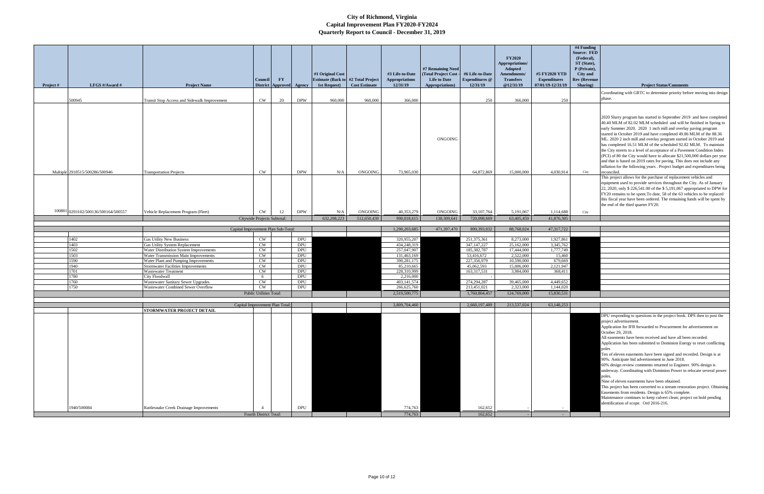# City of Richmond, Virginia
## Capital Improvement Plan FY2020-FY2024
### Quarterly Report to Council - December 31, 2019

| Project # | LFGS #/Award # | Project Name | Council District | FY Approved | Agency | #1 Original Cost Estimate (Back to 1st Request) | #2 Total Project Cost Estimate | #3 Life-to-Date Appropriations 12/31/19 | #7 Remaining Need (Total Project Cost - Life to Date Appropriations) | #6 Life-to-Date Expenditures @ 12/31/19 | FY2020 Appropriations/ Adopted Amendments/ Transfers @12/31/19 | #5 FY2020 YTD Expenditures 07/01/19-12/31/19 | #4 Funding Source: FED (Federal), ST (State), P (Private), City and Rev (Revenue Sharing) | Project Status/Comments |
|---|---|---|---|---|---|---|---|---|---|---|---|---|---|---|
| | 500945 | Transit Stop Access and Sidewalk Improvement | CW | 20 | DPW | 960,000 | 960,000 | 366,000 | | 250 | 366,000 | 250 | | Coordinating with GRTC to determine priority before moving into design phase. |
| Multiple | 2918515/500286/500946 | Transportation Projects | CW | | DPW | N/A | ONGOING | 73,965,030 | ONGOING | 64,872,869 | 15,000,000 | 4,030,914 | City | 2020 Slurry program has started in September 2019 and have completed 40.40 MLM of 82.02 MLM scheduled and will be finished in Spring to early Summer 2020. 2020 1 inch mill and overlay paving program started in October 2019 and have completed 49.86 MLM of the 88.36 ML. 2020 2 inch mill and overlay program started in October 2019 and has completed 16.51 MLM of the scheduled 92.82 MLM. To maintain the City streets to a level of acceptance of a Pavement Condition Index (PCI) of 80 the City would have to allocate $21,500,000 dollars per year and that is based on 2019 rates for paving. This does not include any inflation for the following years . Project budget and expenditures being reconciled. |
| 100801 | 0293102/500136/500164/500557 | Vehicle Replacement Program (Fleet) | CW | 12 | DPW | N/A | ONGOING | 40,353,279 | ONGOING | 33,107,764 | 5,191,067 | 1,114,688 | City | This project allows for the purchase of replacement vehicles and equipment used to provide services throughout the City. As of January 22, 2020, only $ 226,541.00 of the $ 5,191,067 appropriated to DPW for FY20 remains to be spent.To date, 58 of the 63 vehicles to be replaced this fiscal year have been ordered. The remaining funds will be spent by the end of the third quarter FY20. |
| | | Citywide Projects Subtotal: | | | | 632,208,223 | 512,650,430 | 990,018,615 | 138,309,641 | 720,098,669 | 63,405,459 | 41,876,305 | | |
| | | Capital Improvement Plan Sub-Total: | | | | | | 1,290,203,685 | 471,397,470 | 899,393,032 | 88,768,024 | 47,317,722 | | |
| | 1402 | Gas Utility New Business | CW | | DPU | | | 320,955,207 | | 251,375,361 | 8,273,000 | 1,927,861 | | |
| | 1403 | Gas Utility System Replacement | CW | | DPU | | | 434,248,319 | | 347,147,227 | 25,162,000 | 3,345,762 | | |
| | 1502 | Water Distribution System Improvements | CW | | DPU | | | 257,047,907 | | 185,382,787 | 17,444,000 | 1,777,749 | | |
| | 1503 | Water Transmission Main Improvements | CW | | DPU | | | 131,463,169 | | 53,416,672 | 2,522,000 | 15,460 | | |
| | 1590 | Water Plant and Pumping Improvements | CW | | DPU | | | 390,281,175 | | 227,356,979 | 10,590,000 | 679,669 | | |
| | 1940 | Stormwater Facilities Improvements | CW | | DPU | | | 85,210,665 | | 45,062,593 | 15,006,000 | 2,121,947 | | |
| | 1701 | Wastewater Treatment | CW | | DPU | | | 228,310,999 | | 163,317,531 | 3,984,000 | 368,411 | | |
| | 1780 | City Floodwall | 6 | | DPU | | | 2,216,000 | | - | | | | |
| | 1760 | Wastewater Sanitary Sewer Upgrades | CW | | DPU | | | 403,141,574 | | 274,294,287 | 39,465,000 | 4,449,652 | | |
| | 1750 | Wastewater Combined Sewer Overflow | CW | | DPU | | | 266,625,760 | | 213,451,021 | 2,323,000 | 1,144,020 | | |
| | | Public Utilities Total: | | | | | | 2,519,500,775 | | 1,760,804,457 | 124,769,000 | 15,830,531 | | |
| | | Capital Improvement Plan Total: | | | | | | 3,809,704,460 | | 2,660,197,489 | 213,537,024 | 63,148,253 | | |
| | | **STORMWATER PROJECT DETAIL** | | | | | | | | | | | | |
| | 1940/500084 | Rattlesnake Creek Drainage Improvements | 4 | | DPU | | | 774,763 | | 162,652 | - | - | | DPU responding to questions in the project book. DPS then to post the project advertisement. Application for IFB forwarded to Procurement for advertisement on October 29, 2018. All easements have been received and have all been recorded. Application has been submitted to Dominion Energy to reset conflicting poles Ten of eleven easements have been signed and recorded. Design is at 90%. Anticipate bid advertisement in June 2018. 60% design review comments returned to Engineer. 90% design is underway. Coordinating with Dominion Power to relocate several power poles. Nine of eleven easements have been obtained. This project has been converted to a stream restoration project. Obtaining Easements from residents. Design is 65% complete. Maintenance continues to keep culvert clean; project on hold pending identification of scope. Ord 2016-216. |
| | | Fourth District Total: | | | | | | 774,763 | | 162,652 | - | - | | |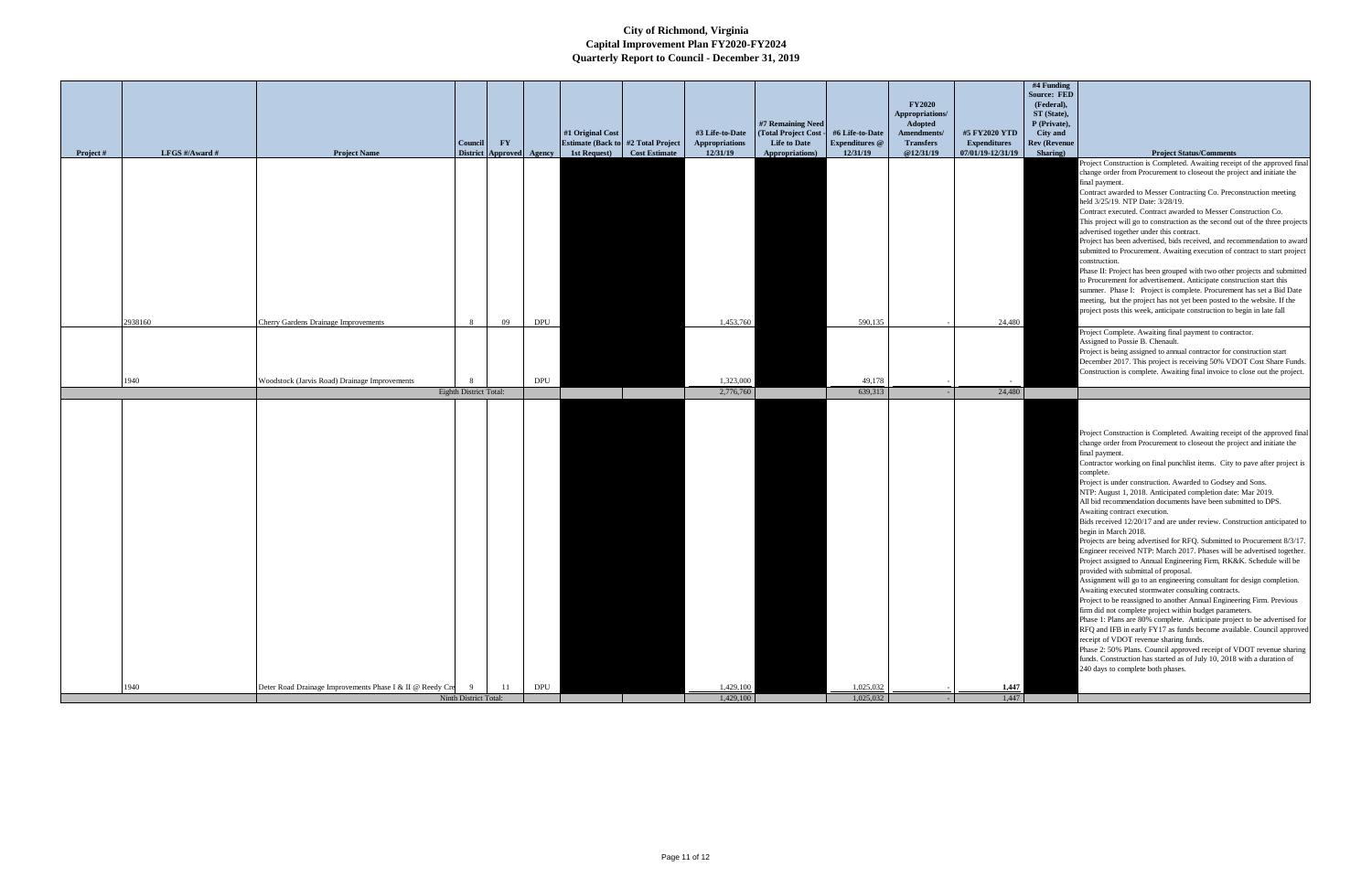# City of Richmond, Virginia
## Capital Improvement Plan FY2020-FY2024
## Quarterly Report to Council - December 31, 2019

| Project # | LFGS #/Award # | Project Name | Council District | FY Approved | Agency | #1 Original Cost Estimate (Back to 1st Request) | #2 Total Project Cost Estimate | #3 Life-to-Date Appropriations 12/31/19 | #7 Remaining Need (Total Project Cost - Life to Date Appropriations) | #6 Life-to-Date Expenditures @ 12/31/19 | FY2020 Appropriations/ Adopted Amendments/ Transfers @12/31/19 | #5 FY2020 YTD Expenditures 07/01/19-12/31/19 | #4 Funding Source: FED (Federal), ST (State), P (Private), City and Rev (Revenue Sharing) | Project Status/Comments |
|---|---|---|---|---|---|---|---|---|---|---|---|---|---|---|
| | 2938160 | Cherry Gardens Drainage Improvements | 8 | 09 | DPU | | | 1,453,760 | | 590,135 | - | 24,480 | | Project Construction is Completed. Awaiting receipt of the approved final change order from Procurement to closeout the project and initiate the final payment. Contract awarded to Messer Contracting Co. Preconstruction meeting held 3/25/19. NTP Date: 3/28/19. Contract executed. Contract awarded to Messer Construction Co. This project will go to construction as the second out of the three projects advertised together under this contract. Project has been advertised, bids received, and recommendation to award submitted to Procurement. Awaiting execution of contract to start project construction. Phase II: Project has been grouped with two other projects and submitted to Procurement for advertisement. Anticipate construction start this summer. Phase I: Project is complete. Procurement has set a Bid Date meeting, but the project has not yet been posted to the website. If the project posts this week, anticipate construction to begin in late fall |
| | 1940 | Woodstock (Jarvis Road) Drainage Improvements | 8 | | DPU | | | 1,323,000 | | 49,178 | - | - | | Project Complete. Awaiting final payment to contractor. Assigned to Possie B. Chenault. Project is being assigned to annual contractor for construction start December 2017. This project is receiving 50% VDOT Cost Share Funds. Construction is complete. Awaiting final invoice to close out the project. |
| | | Eighth District Total: | | | | | | 2,776,760 | | 639,313 | - | 24,480 | | |
| | 1940 | Deter Road Drainage Improvements Phase I & II @ Reedy Cre | 9 | 11 | DPU | | | 1,429,100 | | 1,025,032 | - | 1,447 | | Project Construction is Completed. Awaiting receipt of the approved final change order from Procurement to closeout the project and initiate the final payment. Contractor working on final punchlist items. City to pave after project is complete. Project is under construction. Awarded to Godsey and Sons. NTP: August 1, 2018. Anticipated completion date: Mar 2019. All bid recommendation documents have been submitted to DPS. Awaiting contract execution. Bids received 12/20/17 and are under review. Construction anticipated to begin in March 2018. Projects are being advertised for RFQ. Submitted to Procurement 8/3/17. Engineer received NTP: March 2017. Phases will be advertised together. Project assigned to Annual Engineering Firm, RK&K. Schedule will be provided with submittal of proposal. Assignment will go to an engineering consultant for design completion. Awaiting executed stormwater consulting contracts. Project to be reassigned to another Annual Engineering Firm. Previous firm did not complete project within budget parameters. Phase 1: Plans are 80% complete. Anticipate project to be advertised for RFQ and IFB in early FY17 as funds become available. Council approved receipt of VDOT revenue sharing funds. Phase 2: 50% Plans. Council approved receipt of VDOT revenue sharing funds. Construction has started as of July 10, 2018 with a duration of 240 days to complete both phases. |
| | | Ninth District Total: | | | | | | 1,429,100 | | 1,025,032 | - | 1,447 | | |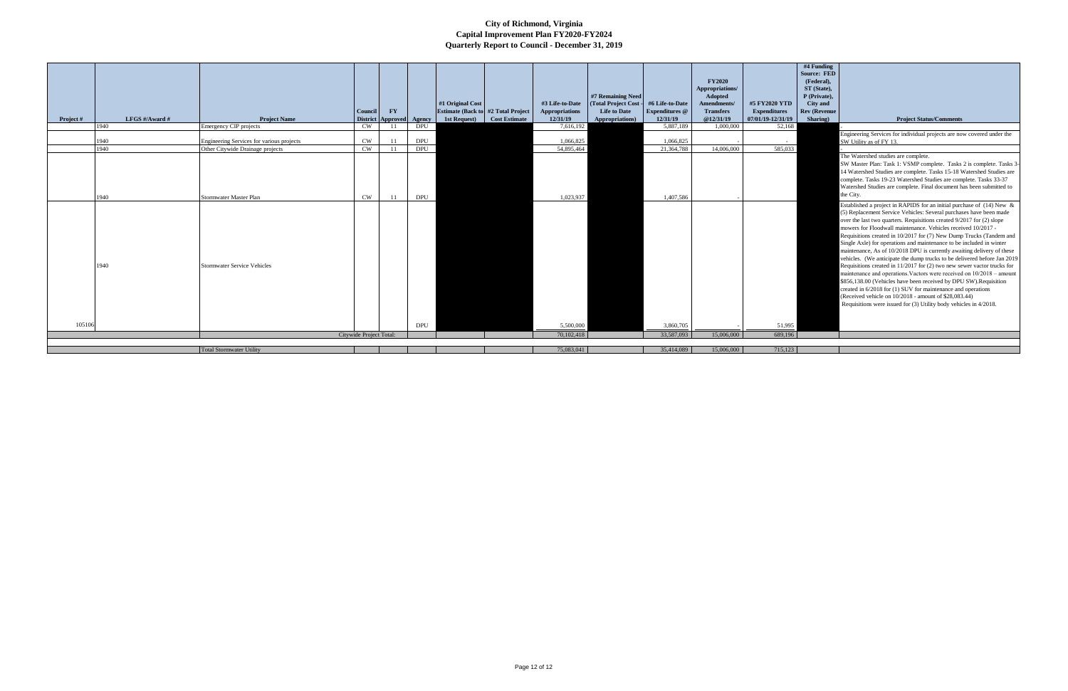# City of Richmond, Virginia
## Capital Improvement Plan FY2020-FY2024
## Quarterly Report to Council - December 31, 2019

| Project # | LFGS #/Award # | Project Name | Council District | FY Approved | Agency | #1 Original Cost Estimate (Back to 1st Request) | #2 Total Project Cost Estimate | #3 Life-to-Date Appropriations 12/31/19 | #7 Remaining Need (Total Project Cost - Life to Date Appropriations) | #6 Life-to-Date Expenditures @ 12/31/19 | FY2020 Appropriations/ Adopted Amendments/ Transfers @12/31/19 | #5 FY2020 YTD Expenditures 07/01/19-12/31/19 | #4 Funding Source: FED (Federal), ST (State), P (Private), City and Rev (Revenue Sharing) | Project Status/Comments |
|---|---|---|---|---|---|---|---|---|---|---|---|---|---|---|
| | 1940 | Emergency CIP projects | CW | 11 | DPU | | | 7,616,192 | | 5,887,189 | 1,000,000 | 52,168 | | - |
| | 1940 | Engineering Services for various projects | CW | 11 | DPU | | | 1,066,825 | | 1,066,825 | - | - | | Engineering Services for individual projects are now covered under the SW Utility as of FY 13. |
| | 1940 | Other Citywide Drainage projects | CW | 11 | DPU | | | 54,895,464 | | 21,364,788 | 14,006,000 | 585,033 | | - |
| | 1940 | Stormwater Master Plan | CW | 11 | DPU | | | 1,023,937 | | 1,407,586 | - | | | The Watershed studies are complete. SW Master Plan: Task 1: VSMP complete. Tasks 2 is complete. Tasks 3-14 Watershed Studies are complete. Tasks 15-18 Watershed Studies are complete. Tasks 19-23 Watershed Studies are complete. Tasks 33-37 Watershed Studies are complete. Final document has been submitted to the City. |
| 105106 | 1940 | Stormwater Service Vehicles | | | DPU | | | 5,500,000 | | 3,860,705 | - | 51,995 | | Established a project in RAPIDS for an initial purchase of (14) New & (5) Replacement Service Vehicles: Several purchases have been made over the last two quarters. Requisitions created 9/2017 for (2) slope mowers for Floodwall maintenance. Vehicles received 10/2017 - Requisitions created in 10/2017 for (7) New Dump Trucks (Tandem and Single Axle) for operations and maintenance to be included in winter maintenance, As of 10/2018 DPU is currently awaiting delivery of these vehicles. (We anticipate the dump trucks to be delivered before Jan 2019 Requisitions created in 11/2017 for (2) two new sewer vactor trucks for maintenance and operations.Vactors were received on 10/2018 – amount $856,138.00 (Vehicles have been received by DPU SW).Requisition created in 6/2018 for (1) SUV for maintenance and operations (Received vehicle on 10/2018 - amount of $28,083.44) Requisitions were issued for (3) Utility body vehicles in 4/2018. |
| | | Citywide Project Total: | | | | | | 70,102,418 | | 33,587,093 | 15,006,000 | 689,196 | | |
| | | Total Stormwater Utility | | | | | | 75,083,041 | | 35,414,089 | 15,006,000 | 715,123 | | |